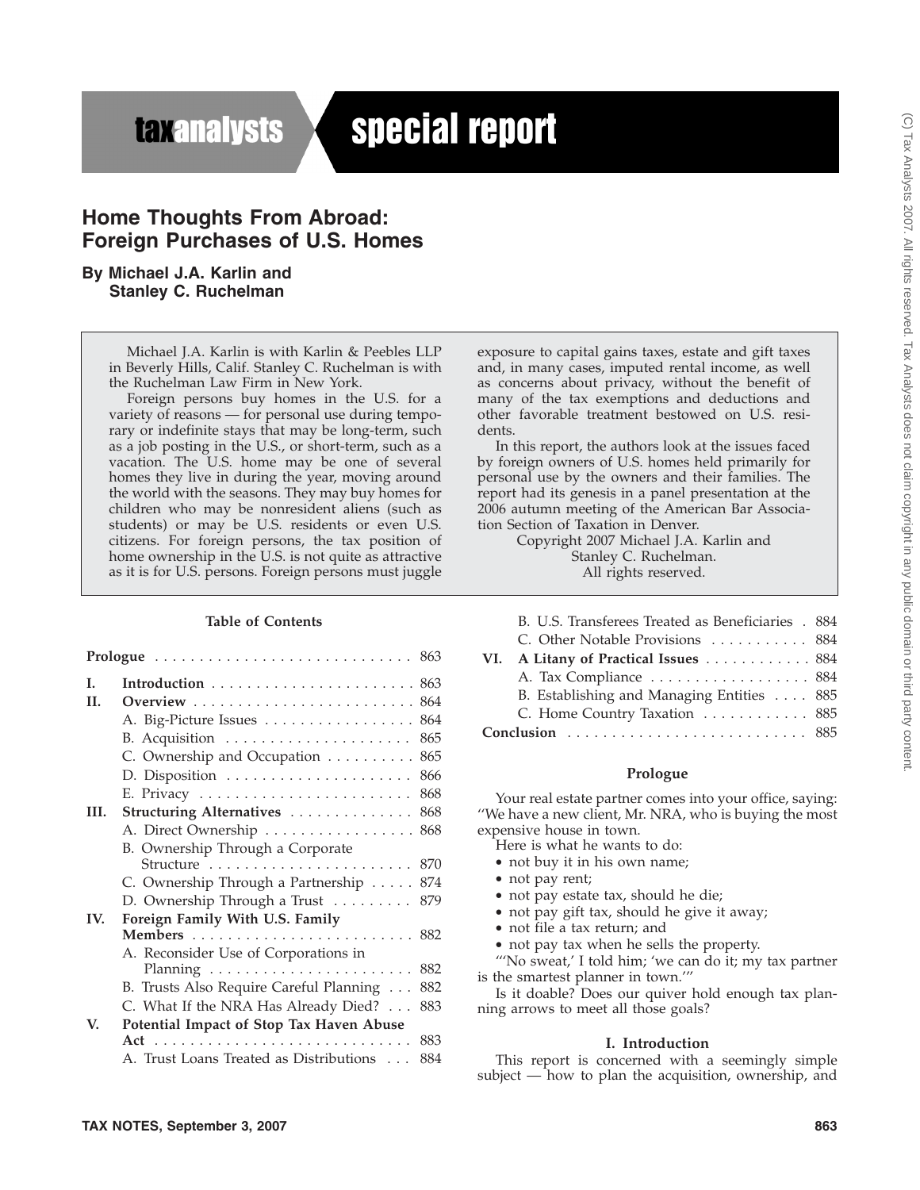# Home Thoughts From Abroad: Foreign Purchases of U.S. Homes

**By Michael J.A. Karlin and Stanley C. Ruchelman**

Michael J.A. Karlin is with Karlin & Peebles LLP in Beverly Hills, Calif. Stanley C. Ruchelman is with the Ruchelman Law Firm in New York.

Foreign persons buy homes in the U.S. for a variety of reasons — for personal use during temporary or indefinite stays that may be long-term, such as a job posting in the U.S., or short-term, such as a vacation. The U.S. home may be one of several homes they live in during the year, moving around the world with the seasons. They may buy homes for children who may be nonresident aliens (such as students) or may be U.S. residents or even U.S. citizens. For foreign persons, the tax position of home ownership in the U.S. is not quite as attractive as it is for U.S. persons. Foreign persons must juggle exposure to capital gains taxes, estate and gift taxes and, in many cases, imputed rental income, as well as concerns about privacy, without the benefit of many of the tax exemptions and deductions and other favorable treatment bestowed on U.S. residents.

In this report, the authors look at the issues faced by foreign owners of U.S. homes held primarily for personal use by the owners and their families. The report had its genesis in a panel presentation at the 2006 autumn meeting of the American Bar Association Section of Taxation in Denver.

Copyright 2007 Michael J.A. Karlin and Stanley C. Ruchelman.
All rights reserved.

**Table of Contents**

| | | |
|---|---|---|
| **Prologue** | | 863 |
| **I.** | **Introduction** | 863 |
| **II.** | **Overview** | 864 |
| | A. Big-Picture Issues | 864 |
| | B. Acquisition | 865 |
| | C. Ownership and Occupation | 865 |
| | D. Disposition | 866 |
| | E. Privacy | 868 |
| **III.** | **Structuring Alternatives** | 868 |
| | A. Direct Ownership | 868 |
| | B. Ownership Through a Corporate Structure | 870 |
| | C. Ownership Through a Partnership | 874 |
| | D. Ownership Through a Trust | 879 |
| **IV.** | **Foreign Family With U.S. Family Members** | 882 |
| | A. Reconsider Use of Corporations in Planning | 882 |
| | B. Trusts Also Require Careful Planning | 882 |
| | C. What If the NRA Has Already Died? | 883 |
| **V.** | **Potential Impact of Stop Tax Haven Abuse Act** | 883 |
| | A. Trust Loans Treated as Distributions | 884 |
| | B. U.S. Transferees Treated as Beneficiaries | 884 |
| | C. Other Notable Provisions | 884 |
| **VI.** | **A Litany of Practical Issues** | 884 |
| | A. Tax Compliance | 884 |
| | B. Establishing and Managing Entities | 885 |
| | C. Home Country Taxation | 885 |
| **Conclusion** | | 885 |

## Prologue

Your real estate partner comes into your office, saying: ''We have a new client, Mr. NRA, who is buying the most expensive house in town.

Here is what he wants to do:

- not buy it in his own name;
- not pay rent;
- not pay estate tax, should he die;
- not pay gift tax, should he give it away;
- not file a tax return; and
- not pay tax when he sells the property.

'''No sweat,' I told him; 'we can do it; my tax partner is the smartest planner in town.'''

Is it doable? Does our quiver hold enough tax planning arrows to meet all those goals?

## I. Introduction

This report is concerned with a seemingly simple subject — how to plan the acquisition, ownership, and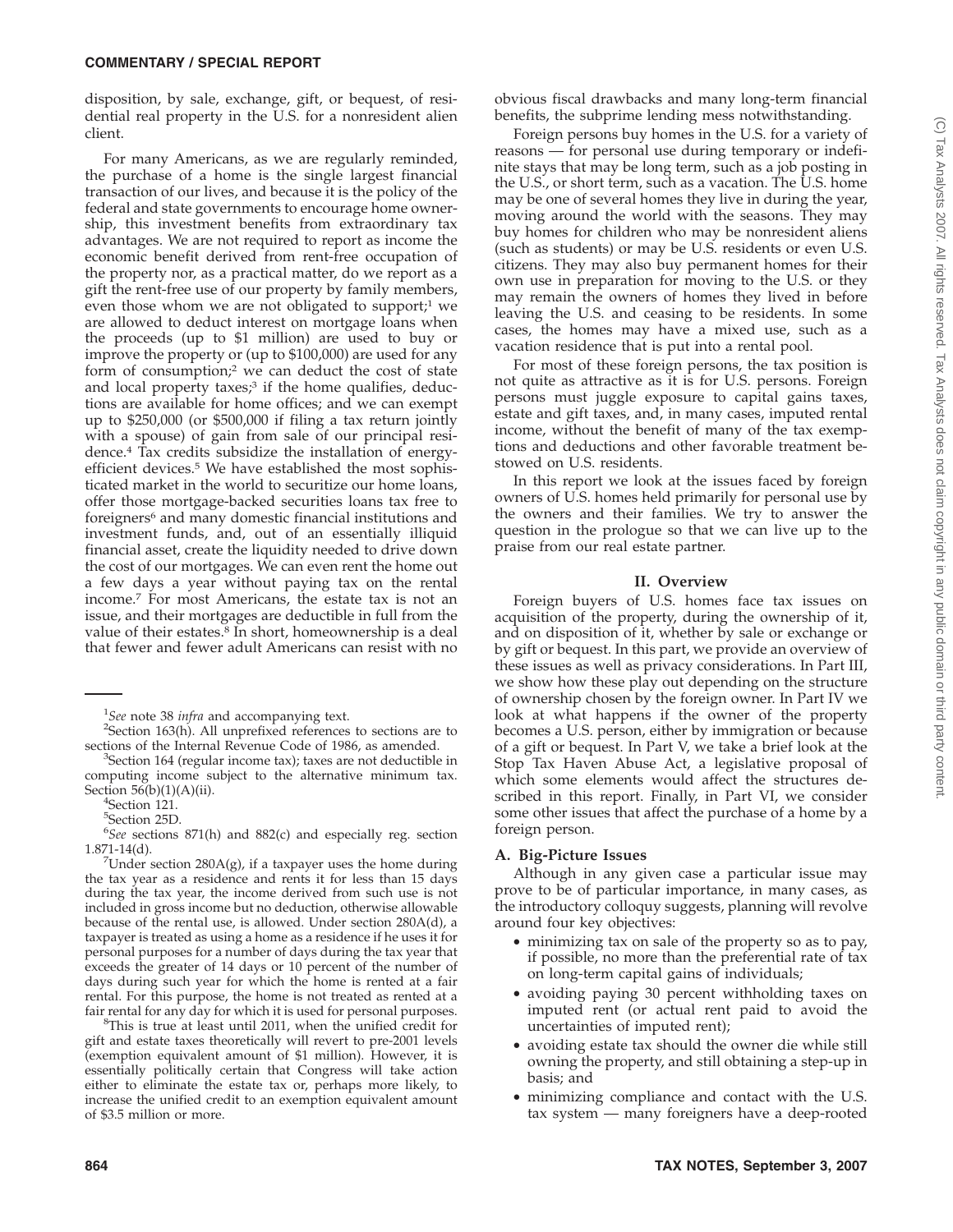disposition, by sale, exchange, gift, or bequest, of residential real property in the U.S. for a nonresident alien client.

For many Americans, as we are regularly reminded, the purchase of a home is the single largest financial transaction of our lives, and because it is the policy of the federal and state governments to encourage home ownership, this investment benefits from extraordinary tax advantages. We are not required to report as income the economic benefit derived from rent-free occupation of the property nor, as a practical matter, do we report as a gift the rent-free use of our property by family members, even those whom we are not obligated to support;[1] we are allowed to deduct interest on mortgage loans when the proceeds (up to $1 million) are used to buy or improve the property or (up to $100,000) are used for any form of consumption;[2] we can deduct the cost of state and local property taxes;[3] if the home qualifies, deductions are available for home offices; and we can exempt up to $250,000 (or $500,000 if filing a tax return jointly with a spouse) of gain from sale of our principal residence.[4] Tax credits subsidize the installation of energy-efficient devices.[5] We have established the most sophisticated market in the world to securitize our home loans, offer those mortgage-backed securities loans tax free to foreigners[6] and many domestic financial institutions and investment funds, and, out of an essentially illiquid financial asset, create the liquidity needed to drive down the cost of our mortgages. We can even rent the home out a few days a year without paying tax on the rental income.[7] For most Americans, the estate tax is not an issue, and their mortgages are deductible in full from the value of their estates.[8] In short, homeownership is a deal that fewer and fewer adult Americans can resist with no obvious fiscal drawbacks and many long-term financial benefits, the subprime lending mess notwithstanding.

Foreign persons buy homes in the U.S. for a variety of reasons — for personal use during temporary or indefinite stays that may be long term, such as a job posting in the U.S., or short term, such as a vacation. The U.S. home may be one of several homes they live in during the year, moving around the world with the seasons. They may buy homes for children who may be nonresident aliens (such as students) or may be U.S. residents or even U.S. citizens. They may also buy permanent homes for their own use in preparation for moving to the U.S. or they may remain the owners of homes they lived in before leaving the U.S. and ceasing to be residents. In some cases, the homes may have a mixed use, such as a vacation residence that is put into a rental pool.

For most of these foreign persons, the tax position is not quite as attractive as it is for U.S. persons. Foreign persons must juggle exposure to capital gains taxes, estate and gift taxes, and, in many cases, imputed rental income, without the benefit of many of the tax exemptions and deductions and other favorable treatment bestowed on U.S. residents.

In this report we look at the issues faced by foreign owners of U.S. homes held primarily for personal use by the owners and their families. We try to answer the question in the prologue so that we can live up to the praise from our real estate partner.

## II. Overview

Foreign buyers of U.S. homes face tax issues on acquisition of the property, during the ownership of it, and on disposition of it, whether by sale or exchange or by gift or bequest. In this part, we provide an overview of these issues as well as privacy considerations. In Part III, we show how these play out depending on the structure of ownership chosen by the foreign owner. In Part IV we look at what happens if the owner of the property becomes a U.S. person, either by immigration or because of a gift or bequest. In Part V, we take a brief look at the Stop Tax Haven Abuse Act, a legislative proposal of which some elements would affect the structures described in this report. Finally, in Part VI, we consider some other issues that affect the purchase of a home by a foreign person.

### A. Big-Picture Issues

Although in any given case a particular issue may prove to be of particular importance, in many cases, as the introductory colloquy suggests, planning will revolve around four key objectives:

- minimizing tax on sale of the property so as to pay, if possible, no more than the preferential rate of tax on long-term capital gains of individuals;
- avoiding paying 30 percent withholding taxes on imputed rent (or actual rent paid to avoid the uncertainties of imputed rent);
- avoiding estate tax should the owner die while still owning the property, and still obtaining a step-up in basis; and
- minimizing compliance and contact with the U.S. tax system — many foreigners have a deep-rooted

---

[1] *See* note 38 *infra* and accompanying text.

[2] Section 163(h). All unprefixed references to sections are to sections of the Internal Revenue Code of 1986, as amended.

[3] Section 164 (regular income tax); taxes are not deductible in computing income subject to the alternative minimum tax. Section 56(b)(1)(A)(ii).

[4] Section 121.

[5] Section 25D.

[6] *See* sections 871(h) and 882(c) and especially reg. section 1.871-14(d).

[7] Under section 280A(g), if a taxpayer uses the home during the tax year as a residence and rents it for less than 15 days during the tax year, the income derived from such use is not included in gross income but no deduction, otherwise allowable because of the rental use, is allowed. Under section 280A(d), a taxpayer is treated as using a home as a residence if he uses it for personal purposes for a number of days during the tax year that exceeds the greater of 14 days or 10 percent of the number of days during such year for which the home is rented at a fair rental. For this purpose, the home is not treated as rented at a fair rental for any day for which it is used for personal purposes.

[8] This is true at least until 2011, when the unified credit for gift and estate taxes theoretically will revert to pre-2001 levels (exemption equivalent amount of $1 million). However, it is essentially politically certain that Congress will take action either to eliminate the estate tax or, perhaps more likely, to increase the unified credit to an exemption equivalent amount of $3.5 million or more.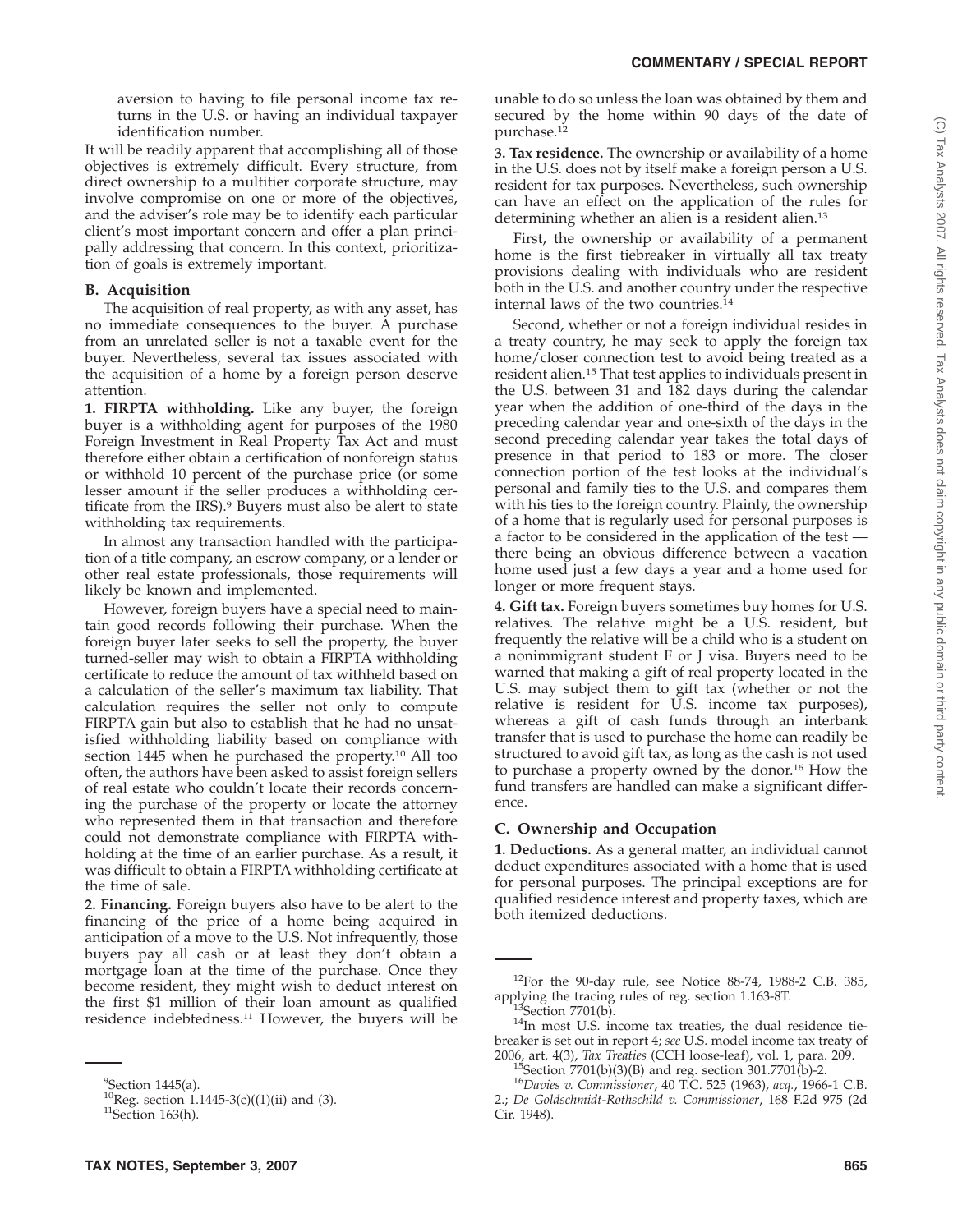aversion to having to file personal income tax returns in the U.S. or having an individual taxpayer identification number.

It will be readily apparent that accomplishing all of those objectives is extremely difficult. Every structure, from direct ownership to a multitier corporate structure, may involve compromise on one or more of the objectives, and the adviser's role may be to identify each particular client's most important concern and offer a plan principally addressing that concern. In this context, prioritization of goals is extremely important.

## B. Acquisition

The acquisition of real property, as with any asset, has no immediate consequences to the buyer. A purchase from an unrelated seller is not a taxable event for the buyer. Nevertheless, several tax issues associated with the acquisition of a home by a foreign person deserve attention.

**1. FIRPTA withholding.** Like any buyer, the foreign buyer is a withholding agent for purposes of the 1980 Foreign Investment in Real Property Tax Act and must therefore either obtain a certification of nonforeign status or withhold 10 percent of the purchase price (or some lesser amount if the seller produces a withholding certificate from the IRS).[9] Buyers must also be alert to state withholding tax requirements.

In almost any transaction handled with the participation of a title company, an escrow company, or a lender or other real estate professionals, those requirements will likely be known and implemented.

However, foreign buyers have a special need to maintain good records following their purchase. When the foreign buyer later seeks to sell the property, the buyer turned-seller may wish to obtain a FIRPTA withholding certificate to reduce the amount of tax withheld based on a calculation of the seller's maximum tax liability. That calculation requires the seller not only to compute FIRPTA gain but also to establish that he had no unsatisfied withholding liability based on compliance with section 1445 when he purchased the property.[10] All too often, the authors have been asked to assist foreign sellers of real estate who couldn't locate their records concerning the purchase of the property or locate the attorney who represented them in that transaction and therefore could not demonstrate compliance with FIRPTA withholding at the time of an earlier purchase. As a result, it was difficult to obtain a FIRPTA withholding certificate at the time of sale.

**2. Financing.** Foreign buyers also have to be alert to the financing of the price of a home being acquired in anticipation of a move to the U.S. Not infrequently, those buyers pay all cash or at least they don't obtain a mortgage loan at the time of the purchase. Once they become resident, they might wish to deduct interest on the first $1 million of their loan amount as qualified residence indebtedness.[11] However, the buyers will be unable to do so unless the loan was obtained by them and secured by the home within 90 days of the date of purchase.[12]

**3. Tax residence.** The ownership or availability of a home in the U.S. does not by itself make a foreign person a U.S. resident for tax purposes. Nevertheless, such ownership can have an effect on the application of the rules for determining whether an alien is a resident alien.[13]

First, the ownership or availability of a permanent home is the first tiebreaker in virtually all tax treaty provisions dealing with individuals who are resident both in the U.S. and another country under the respective internal laws of the two countries.[14]

Second, whether or not a foreign individual resides in a treaty country, he may seek to apply the foreign tax home/closer connection test to avoid being treated as a resident alien.[15] That test applies to individuals present in the U.S. between 31 and 182 days during the calendar year when the addition of one-third of the days in the preceding calendar year and one-sixth of the days in the second preceding calendar year takes the total days of presence in that period to 183 or more. The closer connection portion of the test looks at the individual's personal and family ties to the U.S. and compares them with his ties to the foreign country. Plainly, the ownership of a home that is regularly used for personal purposes is a factor to be considered in the application of the test — there being an obvious difference between a vacation home used just a few days a year and a home used for longer or more frequent stays.

**4. Gift tax.** Foreign buyers sometimes buy homes for U.S. relatives. The relative might be a U.S. resident, but frequently the relative will be a child who is a student on a nonimmigrant student F or J visa. Buyers need to be warned that making a gift of real property located in the U.S. may subject them to gift tax (whether or not the relative is resident for U.S. income tax purposes), whereas a gift of cash funds through an interbank transfer that is used to purchase the home can readily be structured to avoid gift tax, as long as the cash is not used to purchase a property owned by the donor.[16] How the fund transfers are handled can make a significant difference.

## C. Ownership and Occupation

**1. Deductions.** As a general matter, an individual cannot deduct expenditures associated with a home that is used for personal purposes. The principal exceptions are for qualified residence interest and property taxes, which are both itemized deductions.

---

[9]Section 1445(a).

[10]Reg. section 1.1445-3(c)((1)(ii) and (3).

[11]Section 163(h).

[12]For the 90-day rule, see Notice 88-74, 1988-2 C.B. 385, applying the tracing rules of reg. section 1.163-8T.

[13]Section 7701(b).

[14]In most U.S. income tax treaties, the dual residence tiebreaker is set out in report 4; *see* U.S. model income tax treaty of 2006, art. 4(3), *Tax Treaties* (CCH loose-leaf), vol. 1, para. 209.

[15]Section 7701(b)(3)(B) and reg. section 301.7701(b)-2.

[16]*Davies v. Commissioner*, 40 T.C. 525 (1963), *acq.*, 1966-1 C.B. 2.; *De Goldschmidt-Rothschild v. Commissioner*, 168 F.2d 975 (2d Cir. 1948).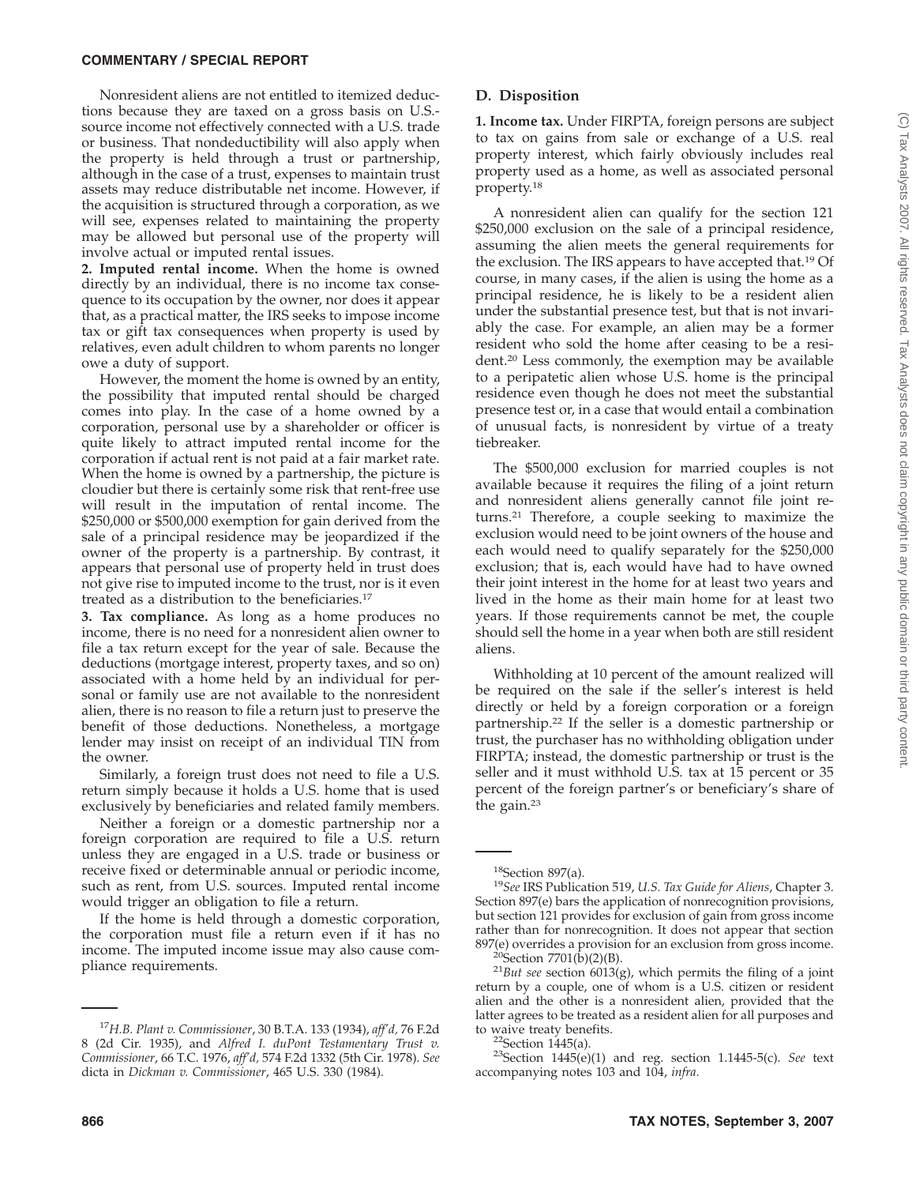Nonresident aliens are not entitled to itemized deductions because they are taxed on a gross basis on U.S.-source income not effectively connected with a U.S. trade or business. That nondeductibility will also apply when the property is held through a trust or partnership, although in the case of a trust, expenses to maintain trust assets may reduce distributable net income. However, if the acquisition is structured through a corporation, as we will see, expenses related to maintaining the property may be allowed but personal use of the property will involve actual or imputed rental issues.

**2. Imputed rental income.** When the home is owned directly by an individual, there is no income tax consequence to its occupation by the owner, nor does it appear that, as a practical matter, the IRS seeks to impose income tax or gift tax consequences when property is used by relatives, even adult children to whom parents no longer owe a duty of support.

However, the moment the home is owned by an entity, the possibility that imputed rental should be charged comes into play. In the case of a home owned by a corporation, personal use by a shareholder or officer is quite likely to attract imputed rental income for the corporation if actual rent is not paid at a fair market rate. When the home is owned by a partnership, the picture is cloudier but there is certainly some risk that rent-free use will result in the imputation of rental income. The $250,000 or $500,000 exemption for gain derived from the sale of a principal residence may be jeopardized if the owner of the property is a partnership. By contrast, it appears that personal use of property held in trust does not give rise to imputed income to the trust, nor is it even treated as a distribution to the beneficiaries.[17]

**3. Tax compliance.** As long as a home produces no income, there is no need for a nonresident alien owner to file a tax return except for the year of sale. Because the deductions (mortgage interest, property taxes, and so on) associated with a home held by an individual for personal or family use are not available to the nonresident alien, there is no reason to file a return just to preserve the benefit of those deductions. Nonetheless, a mortgage lender may insist on receipt of an individual TIN from the owner.

Similarly, a foreign trust does not need to file a U.S. return simply because it holds a U.S. home that is used exclusively by beneficiaries and related family members.

Neither a foreign or a domestic partnership nor a foreign corporation are required to file a U.S. return unless they are engaged in a U.S. trade or business or receive fixed or determinable annual or periodic income, such as rent, from U.S. sources. Imputed rental income would trigger an obligation to file a return.

If the home is held through a domestic corporation, the corporation must file a return even if it has no income. The imputed income issue may also cause compliance requirements.

## D. Disposition

**1. Income tax.** Under FIRPTA, foreign persons are subject to tax on gains from sale or exchange of a U.S. real property interest, which fairly obviously includes real property used as a home, as well as associated personal property.[18]

A nonresident alien can qualify for the section 121 $250,000 exclusion on the sale of a principal residence, assuming the alien meets the general requirements for the exclusion. The IRS appears to have accepted that.[19] Of course, in many cases, if the alien is using the home as a principal residence, he is likely to be a resident alien under the substantial presence test, but that is not invariably the case. For example, an alien may be a former resident who sold the home after ceasing to be a resident.[20] Less commonly, the exemption may be available to a peripatetic alien whose U.S. home is the principal residence even though he does not meet the substantial presence test or, in a case that would entail a combination of unusual facts, is nonresident by virtue of a treaty tiebreaker.

The $500,000 exclusion for married couples is not available because it requires the filing of a joint return and nonresident aliens generally cannot file joint returns.[21] Therefore, a couple seeking to maximize the exclusion would need to be joint owners of the house and each would need to qualify separately for the $250,000 exclusion; that is, each would have had to have owned their joint interest in the home for at least two years and lived in the home as their main home for at least two years. If those requirements cannot be met, the couple should sell the home in a year when both are still resident aliens.

Withholding at 10 percent of the amount realized will be required on the sale if the seller's interest is held directly or held by a foreign corporation or a foreign partnership.[22] If the seller is a domestic partnership or trust, the purchaser has no withholding obligation under FIRPTA; instead, the domestic partnership or trust is the seller and it must withhold U.S. tax at 15 percent or 35 percent of the foreign partner's or beneficiary's share of the gain.[23]

---

[17] *H.B. Plant v. Commissioner*, 30 B.T.A. 133 (1934), *aff'd*, 76 F.2d 8 (2d Cir. 1935), and *Alfred I. duPont Testamentary Trust v. Commissioner*, 66 T.C. 1976, *aff'd*, 574 F.2d 1332 (5th Cir. 1978). *See* dicta in *Dickman v. Commissioner*, 465 U.S. 330 (1984).

[18] Section 897(a).

[19] *See* IRS Publication 519, *U.S. Tax Guide for Aliens*, Chapter 3. Section 897(e) bars the application of nonrecognition provisions, but section 121 provides for exclusion of gain from gross income rather than for nonrecognition. It does not appear that section 897(e) overrides a provision for an exclusion from gross income.

[20] Section 7701(b)(2)(B).

[21] *But see* section 6013(g), which permits the filing of a joint return by a couple, one of whom is a U.S. citizen or resident alien and the other is a nonresident alien, provided that the latter agrees to be treated as a resident alien for all purposes and to waive treaty benefits.

[22] Section 1445(a).

[23] Section 1445(e)(1) and reg. section 1.1445-5(c). *See* text accompanying notes 103 and 104, *infra*.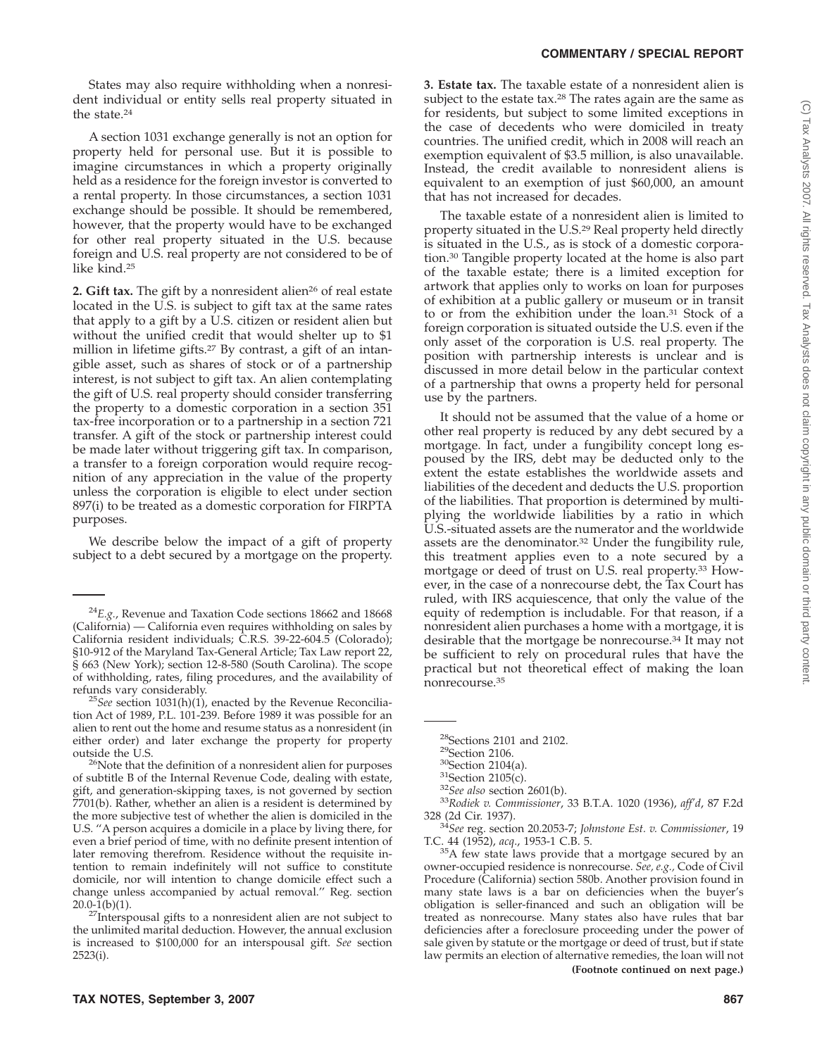States may also require withholding when a nonresident individual or entity sells real property situated in the state.[24]

A section 1031 exchange generally is not an option for property held for personal use. But it is possible to imagine circumstances in which a property originally held as a residence for the foreign investor is converted to a rental property. In those circumstances, a section 1031 exchange should be possible. It should be remembered, however, that the property would have to be exchanged for other real property situated in the U.S. because foreign and U.S. real property are not considered to be of like kind.[25]

**2. Gift tax.** The gift by a nonresident alien[26] of real estate located in the U.S. is subject to gift tax at the same rates that apply to a gift by a U.S. citizen or resident alien but without the unified credit that would shelter up to $1 million in lifetime gifts.[27] By contrast, a gift of an intangible asset, such as shares of stock or of a partnership interest, is not subject to gift tax. An alien contemplating the gift of U.S. real property should consider transferring the property to a domestic corporation in a section 351 tax-free incorporation or to a partnership in a section 721 transfer. A gift of the stock or partnership interest could be made later without triggering gift tax. In comparison, a transfer to a foreign corporation would require recognition of any appreciation in the value of the property unless the corporation is eligible to elect under section 897(i) to be treated as a domestic corporation for FIRPTA purposes.

We describe below the impact of a gift of property subject to a debt secured by a mortgage on the property.

**3. Estate tax.** The taxable estate of a nonresident alien is subject to the estate tax.[28] The rates again are the same as for residents, but subject to some limited exceptions in the case of decedents who were domiciled in treaty countries. The unified credit, which in 2008 will reach an exemption equivalent of $3.5 million, is also unavailable. Instead, the credit available to nonresident aliens is equivalent to an exemption of just $60,000, an amount that has not increased for decades.

The taxable estate of a nonresident alien is limited to property situated in the U.S.[29] Real property held directly is situated in the U.S., as is stock of a domestic corporation.[30] Tangible property located at the home is also part of the taxable estate; there is a limited exception for artwork that applies only to works on loan for purposes of exhibition at a public gallery or museum or in transit to or from the exhibition under the loan.[31] Stock of a foreign corporation is situated outside the U.S. even if the only asset of the corporation is U.S. real property. The position with partnership interests is unclear and is discussed in more detail below in the particular context of a partnership that owns a property held for personal use by the partners.

It should not be assumed that the value of a home or other real property is reduced by any debt secured by a mortgage. In fact, under a fungibility concept long espoused by the IRS, debt may be deducted only to the extent the estate establishes the worldwide assets and liabilities of the decedent and deducts the U.S. proportion of the liabilities. That proportion is determined by multiplying the worldwide liabilities by a ratio in which U.S.-situated assets are the numerator and the worldwide assets are the denominator.[32] Under the fungibility rule, this treatment applies even to a note secured by a mortgage or deed of trust on U.S. real property.[33] However, in the case of a nonrecourse debt, the Tax Court has ruled, with IRS acquiescence, that only the value of the equity of redemption is includable. For that reason, if a nonresident alien purchases a home with a mortgage, it is desirable that the mortgage be nonrecourse.[34] It may not be sufficient to rely on procedural rules that have the practical but not theoretical effect of making the loan nonrecourse.[35]

---

[24] *E.g.*, Revenue and Taxation Code sections 18662 and 18668 (California) — California even requires withholding on sales by California resident individuals; C.R.S. 39-22-604.5 (Colorado); §10-912 of the Maryland Tax-General Article; Tax Law report 22, § 663 (New York); section 12-8-580 (South Carolina). The scope of withholding, rates, filing procedures, and the availability of refunds vary considerably.

[25] *See* section 1031(h)(1), enacted by the Revenue Reconciliation Act of 1989, P.L. 101-239. Before 1989 it was possible for an alien to rent out the home and resume status as a nonresident (in either order) and later exchange the property for property outside the U.S.

[26] Note that the definition of a nonresident alien for purposes of subtitle B of the Internal Revenue Code, dealing with estate, gift, and generation-skipping taxes, is not governed by section 7701(b). Rather, whether an alien is a resident is determined by the more subjective test of whether the alien is domiciled in the U.S. "A person acquires a domicile in a place by living there, for even a brief period of time, with no definite present intention of later removing therefrom. Residence without the requisite intention to remain indefinitely will not suffice to constitute domicile, nor will intention to change domicile effect such a change unless accompanied by actual removal." Reg. section 20.0-1(b)(1).

[27] Interspousal gifts to a nonresident alien are not subject to the unlimited marital deduction. However, the annual exclusion is increased to $100,000 for an interspousal gift. *See* section 2523(i).

[28] Sections 2101 and 2102.

[29] Section 2106.

[30] Section 2104(a).

[31] Section 2105(c).

[32] *See also* section 2601(b).

[33] *Rodiek v. Commissioner*, 33 B.T.A. 1020 (1936), *aff'd*, 87 F.2d 328 (2d Cir. 1937).

[34] *See* reg. section 20.2053-7; *Johnstone Est. v. Commissioner*, 19 T.C. 44 (1952), *acq.*, 1953-1 C.B. 5.

[35] A few state laws provide that a mortgage secured by an owner-occupied residence is nonrecourse. *See, e.g.,* Code of Civil Procedure (California) section 580b. Another provision found in many state laws is a bar on deficiencies when the buyer's obligation is seller-financed and such an obligation will be treated as nonrecourse. Many states also have rules that bar deficiencies after a foreclosure proceeding under the power of sale given by statute or the mortgage or deed of trust, but if state law permits an election of alternative remedies, the loan will not

**(Footnote continued on next page.)**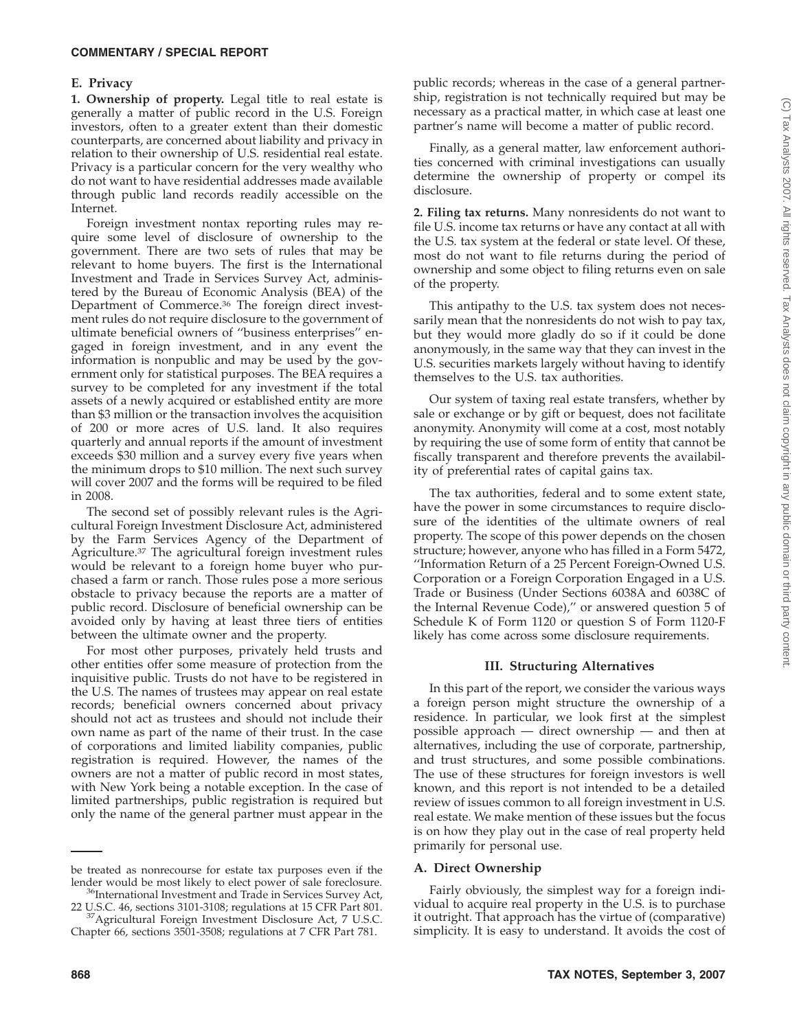## E. Privacy

**1. Ownership of property.** Legal title to real estate is generally a matter of public record in the U.S. Foreign investors, often to a greater extent than their domestic counterparts, are concerned about liability and privacy in relation to their ownership of U.S. residential real estate. Privacy is a particular concern for the very wealthy who do not want to have residential addresses made available through public land records readily accessible on the Internet.

Foreign investment nontax reporting rules may require some level of disclosure of ownership to the government. There are two sets of rules that may be relevant to home buyers. The first is the International Investment and Trade in Services Survey Act, administered by the Bureau of Economic Analysis (BEA) of the Department of Commerce.[36] The foreign direct investment rules do not require disclosure to the government of ultimate beneficial owners of ''business enterprises'' engaged in foreign investment, and in any event the information is nonpublic and may be used by the government only for statistical purposes. The BEA requires a survey to be completed for any investment if the total assets of a newly acquired or established entity are more than $3 million or the transaction involves the acquisition of 200 or more acres of U.S. land. It also requires quarterly and annual reports if the amount of investment exceeds $30 million and a survey every five years when the minimum drops to $10 million. The next such survey will cover 2007 and the forms will be required to be filed in 2008.

The second set of possibly relevant rules is the Agricultural Foreign Investment Disclosure Act, administered by the Farm Services Agency of the Department of Agriculture.[37] The agricultural foreign investment rules would be relevant to a foreign home buyer who purchased a farm or ranch. Those rules pose a more serious obstacle to privacy because the reports are a matter of public record. Disclosure of beneficial ownership can be avoided only by having at least three tiers of entities between the ultimate owner and the property.

For most other purposes, privately held trusts and other entities offer some measure of protection from the inquisitive public. Trusts do not have to be registered in the U.S. The names of trustees may appear on real estate records; beneficial owners concerned about privacy should not act as trustees and should not include their own name as part of the name of their trust. In the case of corporations and limited liability companies, public registration is required. However, the names of the owners are not a matter of public record in most states, with New York being a notable exception. In the case of limited partnerships, public registration is required but only the name of the general partner must appear in the public records; whereas in the case of a general partnership, registration is not technically required but may be necessary as a practical matter, in which case at least one partner's name will become a matter of public record.

Finally, as a general matter, law enforcement authorities concerned with criminal investigations can usually determine the ownership of property or compel its disclosure.

**2. Filing tax returns.** Many nonresidents do not want to file U.S. income tax returns or have any contact at all with the U.S. tax system at the federal or state level. Of these, most do not want to file returns during the period of ownership and some object to filing returns even on sale of the property.

This antipathy to the U.S. tax system does not necessarily mean that the nonresidents do not wish to pay tax, but they would more gladly do so if it could be done anonymously, in the same way that they can invest in the U.S. securities markets largely without having to identify themselves to the U.S. tax authorities.

Our system of taxing real estate transfers, whether by sale or exchange or by gift or bequest, does not facilitate anonymity. Anonymity will come at a cost, most notably by requiring the use of some form of entity that cannot be fiscally transparent and therefore prevents the availability of preferential rates of capital gains tax.

The tax authorities, federal and to some extent state, have the power in some circumstances to require disclosure of the identities of the ultimate owners of real property. The scope of this power depends on the chosen structure; however, anyone who has filled in a Form 5472, ''Information Return of a 25 Percent Foreign-Owned U.S. Corporation or a Foreign Corporation Engaged in a U.S. Trade or Business (Under Sections 6038A and 6038C of the Internal Revenue Code),'' or answered question 5 of Schedule K of Form 1120 or question S of Form 1120-F likely has come across some disclosure requirements.

# III. Structuring Alternatives

In this part of the report, we consider the various ways a foreign person might structure the ownership of a residence. In particular, we look first at the simplest possible approach — direct ownership — and then at alternatives, including the use of corporate, partnership, and trust structures, and some possible combinations. The use of these structures for foreign investors is well known, and this report is not intended to be a detailed review of issues common to all foreign investment in U.S. real estate. We make mention of these issues but the focus is on how they play out in the case of real property held primarily for personal use.

## A. Direct Ownership

Fairly obviously, the simplest way for a foreign individual to acquire real property in the U.S. is to purchase it outright. That approach has the virtue of (comparative) simplicity. It is easy to understand. It avoids the cost of

---

be treated as nonrecourse for estate tax purposes even if the lender would be most likely to elect power of sale foreclosure.

[36] International Investment and Trade in Services Survey Act, 22 U.S.C. 46, sections 3101-3108; regulations at 15 CFR Part 801.

[37] Agricultural Foreign Investment Disclosure Act, 7 U.S.C. Chapter 66, sections 3501-3508; regulations at 7 CFR Part 781.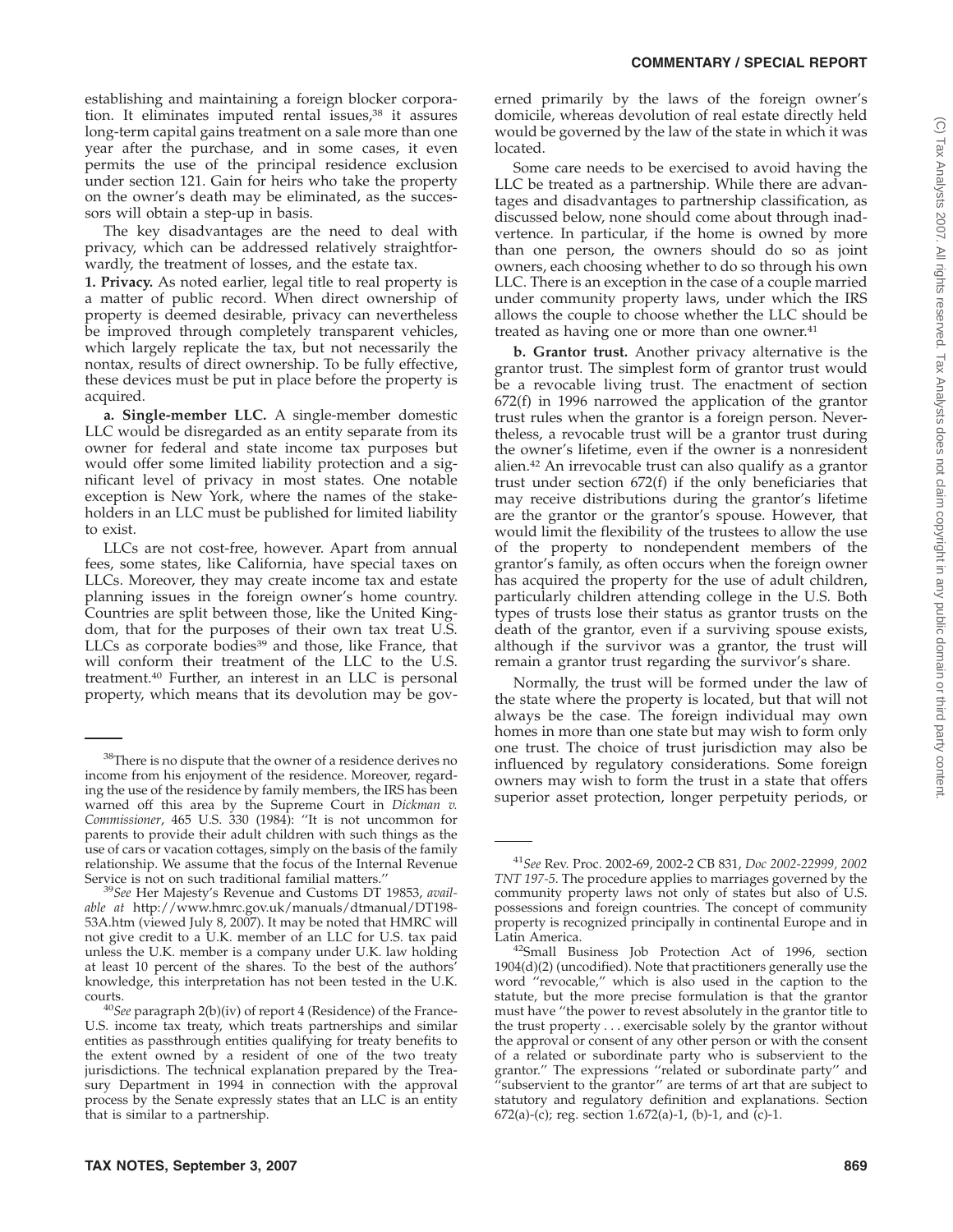establishing and maintaining a foreign blocker corporation. It eliminates imputed rental issues,[38] it assures long-term capital gains treatment on a sale more than one year after the purchase, and in some cases, it even permits the use of the principal residence exclusion under section 121. Gain for heirs who take the property on the owner's death may be eliminated, as the successors will still obtain a step-up in basis.

The key disadvantages are the need to deal with privacy, which can be addressed relatively straightforwardly, the treatment of losses, and the estate tax.

**1. Privacy.** As noted earlier, legal title to real property is a matter of public record. When direct ownership of property is deemed desirable, privacy can nevertheless be improved through completely transparent vehicles, which largely replicate the tax, but not necessarily the nontax, results of direct ownership. To be fully effective, these devices must be put in place before the property is acquired.

**a. Single-member LLC.** A single-member domestic LLC would be disregarded as an entity separate from its owner for federal and state income tax purposes but would offer some limited liability protection and a significant level of privacy in most states. One notable exception is New York, where the names of the stakeholders in an LLC must be published for limited liability to exist.

LLCs are not cost-free, however. Apart from annual fees, some states, like California, have special taxes on LLCs. Moreover, they may create income tax and estate planning issues in the foreign owner's home country. Countries are split between those, like the United Kingdom, that for the purposes of their own tax treat U.S. LLCs as corporate bodies[39] and those, like France, that will conform their treatment of the LLC to the U.S. treatment.[40] Further, an interest in an LLC is personal property, which means that its devolution may be governed primarily by the laws of the foreign owner's domicile, whereas devolution of real estate directly held would be governed by the law of the state in which it was located.

Some care needs to be exercised to avoid having the LLC be treated as a partnership. While there are advantages and disadvantages to partnership classification, as discussed below, none should come about through inadvertence. In particular, if the home is owned by more than one person, the owners should do so as joint owners, each choosing whether to do so through his own LLC. There is an exception in the case of a couple married under community property laws, under which the IRS allows the couple to choose whether the LLC should be treated as having one or more than one owner.[41]

**b. Grantor trust.** Another privacy alternative is the grantor trust. The simplest form of grantor trust would be a revocable living trust. The enactment of section 672(f) in 1996 narrowed the application of the grantor trust rules when the grantor is a foreign person. Nevertheless, a revocable trust will be a grantor trust during the owner's lifetime, even if the owner is a nonresident alien.[42] An irrevocable trust can also qualify as a grantor trust under section 672(f) if the only beneficiaries that may receive distributions during the grantor's lifetime are the grantor or the grantor's spouse. However, that would limit the flexibility of the trustees to allow the use of the property to nondependent members of the grantor's family, as often occurs when the foreign owner has acquired the property for the use of adult children, particularly children attending college in the U.S. Both types of trusts lose their status as grantor trusts on the death of the grantor, even if a surviving spouse exists, although if the survivor was a grantor, the trust will remain a grantor trust regarding the survivor's share.

Normally, the trust will be formed under the law of the state where the property is located, but that will not always be the case. The foreign individual may own homes in more than one state but may wish to form only one trust. The choice of trust jurisdiction may also be influenced by regulatory considerations. Some foreign owners may wish to form the trust in a state that offers superior asset protection, longer perpetuity periods, or

---

[38]There is no dispute that the owner of a residence derives no income from his enjoyment of the residence. Moreover, regarding the use of the residence by family members, the IRS has been warned off this area by the Supreme Court in *Dickman v. Commissioner*, 465 U.S. 330 (1984): "It is not uncommon for parents to provide their adult children with such things as the use of cars or vacation cottages, simply on the basis of the family relationship. We assume that the focus of the Internal Revenue Service is not on such traditional familial matters."

[39]*See* Her Majesty's Revenue and Customs DT 19853, *available at* http://www.hmrc.gov.uk/manuals/dtmanual/DT19853A.htm (viewed July 8, 2007). It may be noted that HMRC will not give credit to a U.K. member of an LLC for U.S. tax paid unless the U.K. member is a company under U.K. law holding at least 10 percent of the shares. To the best of the authors' knowledge, this interpretation has not been tested in the U.K. courts.

[40]*See* paragraph 2(b)(iv) of report 4 (Residence) of the France-U.S. income tax treaty, which treats partnerships and similar entities as passthrough entities qualifying for treaty benefits to the extent owned by a resident of one of the two treaty jurisdictions. The technical explanation prepared by the Treasury Department in 1994 in connection with the approval process by the Senate expressly states that an LLC is an entity that is similar to a partnership.

[41]*See* Rev. Proc. 2002-69, 2002-2 CB 831, *Doc 2002-22999, 2002 TNT 197-5*. The procedure applies to marriages governed by the community property laws not only of states but also of U.S. possessions and foreign countries. The concept of community property is recognized principally in continental Europe and in Latin America.

[42]Small Business Job Protection Act of 1996, section 1904(d)(2) (uncodified). Note that practitioners generally use the word "revocable," which is also used in the caption to the statute, but the more precise formulation is that the grantor must have "the power to revest absolutely in the grantor title to the trust property . . . exercisable solely by the grantor without the approval or consent of any other person or with the consent of a related or subordinate party who is subservient to the grantor." The expressions "related or subordinate party" and "subservient to the grantor" are terms of art that are subject to statutory and regulatory definition and explanations. Section 672(a)-(c); reg. section 1.672(a)-1, (b)-1, and (c)-1.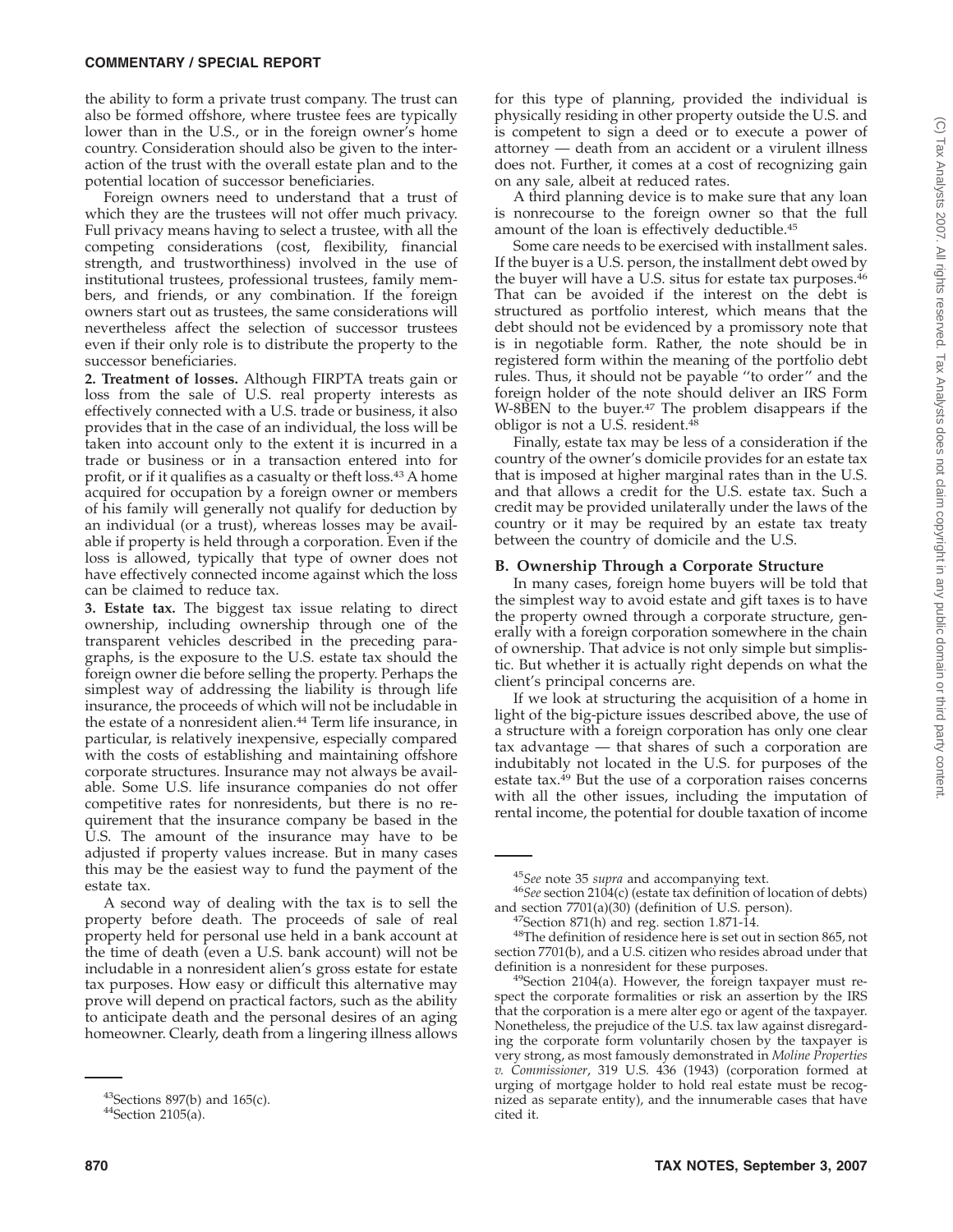the ability to form a private trust company. The trust can also be formed offshore, where trustee fees are typically lower than in the U.S., or in the foreign owner's home country. Consideration should also be given to the interaction of the trust with the overall estate plan and to the potential location of successor beneficiaries.

Foreign owners need to understand that a trust of which they are the trustees will not offer much privacy. Full privacy means having to select a trustee, with all the competing considerations (cost, flexibility, financial strength, and trustworthiness) involved in the use of institutional trustees, professional trustees, family members, and friends, or any combination. If the foreign owners start out as trustees, the same considerations will nevertheless affect the selection of successor trustees even if their only role is to distribute the property to the successor beneficiaries.

**2. Treatment of losses.** Although FIRPTA treats gain or loss from the sale of U.S. real property interests as effectively connected with a U.S. trade or business, it also provides that in the case of an individual, the loss will be taken into account only to the extent it is incurred in a trade or business or in a transaction entered into for profit, or if it qualifies as a casualty or theft loss.[43] A home acquired for occupation by a foreign owner or members of his family will generally not qualify for deduction by an individual (or a trust), whereas losses may be available if property is held through a corporation. Even if the loss is allowed, typically that type of owner does not have effectively connected income against which the loss can be claimed to reduce tax.

**3. Estate tax.** The biggest tax issue relating to direct ownership, including ownership through one of the transparent vehicles described in the preceding paragraphs, is the exposure to the U.S. estate tax should the foreign owner die before selling the property. Perhaps the simplest way of addressing the liability is through life insurance, the proceeds of which will not be includable in the estate of a nonresident alien.[44] Term life insurance, in particular, is relatively inexpensive, especially compared with the costs of establishing and maintaining offshore corporate structures. Insurance may not always be available. Some U.S. life insurance companies do not offer competitive rates for nonresidents, but there is no requirement that the insurance company be based in the U.S. The amount of the insurance may have to be adjusted if property values increase. But in many cases this may be the easiest way to fund the payment of the estate tax.

A second way of dealing with the tax is to sell the property before death. The proceeds of sale of real property held for personal use held in a bank account at the time of death (even a U.S. bank account) will not be includable in a nonresident alien's gross estate for estate tax purposes. How easy or difficult this alternative may prove will depend on practical factors, such as the ability to anticipate death and the personal desires of an aging homeowner. Clearly, death from a lingering illness allows for this type of planning, provided the individual is physically residing in other property outside the U.S. and is competent to sign a deed or to execute a power of attorney — death from an accident or a virulent illness does not. Further, it comes at a cost of recognizing gain on any sale, albeit at reduced rates.

A third planning device is to make sure that any loan is nonrecourse to the foreign owner so that the full amount of the loan is effectively deductible.[45]

Some care needs to be exercised with installment sales. If the buyer is a U.S. person, the installment debt owed by the buyer will have a U.S. situs for estate tax purposes.[46] That can be avoided if the interest on the debt is structured as portfolio interest, which means that the debt should not be evidenced by a promissory note that is in negotiable form. Rather, the note should be in registered form within the meaning of the portfolio debt rules. Thus, it should not be payable "to order" and the foreign holder of the note should deliver an IRS Form W-8BEN to the buyer.[47] The problem disappears if the obligor is not a U.S. resident.[48]

Finally, estate tax may be less of a consideration if the country of the owner's domicile provides for an estate tax that is imposed at higher marginal rates than in the U.S. and that allows a credit for the U.S. estate tax. Such a credit may be provided unilaterally under the laws of the country or it may be required by an estate tax treaty between the country of domicile and the U.S.

## B. Ownership Through a Corporate Structure

In many cases, foreign home buyers will be told that the simplest way to avoid estate and gift taxes is to have the property owned through a corporate structure, generally with a foreign corporation somewhere in the chain of ownership. That advice is not only simple but simplistic. But whether it is actually right depends on what the client's principal concerns are.

If we look at structuring the acquisition of a home in light of the big-picture issues described above, the use of a structure with a foreign corporation has only one clear tax advantage — that shares of such a corporation are indubitably not located in the U.S. for purposes of the estate tax.[49] But the use of a corporation raises concerns with all the other issues, including the imputation of rental income, the potential for double taxation of income

---

[43]Sections 897(b) and 165(c).

[44]Section 2105(a).

[45]*See* note 35 *supra* and accompanying text.

[46]*See* section 2104(c) (estate tax definition of location of debts) and section 7701(a)(30) (definition of U.S. person).

[47]Section 871(h) and reg. section 1.871-14.

[48]The definition of residence here is set out in section 865, not section 7701(b), and a U.S. citizen who resides abroad under that definition is a nonresident for these purposes.

[49]Section 2104(a). However, the foreign taxpayer must respect the corporate formalities or risk an assertion by the IRS that the corporation is a mere alter ego or agent of the taxpayer. Nonetheless, the prejudice of the U.S. tax law against disregarding the corporate form voluntarily chosen by the taxpayer is very strong, as most famously demonstrated in *Moline Properties v. Commissioner*, 319 U.S. 436 (1943) (corporation formed at urging of mortgage holder to hold real estate must be recognized as separate entity), and the innumerable cases that have cited it.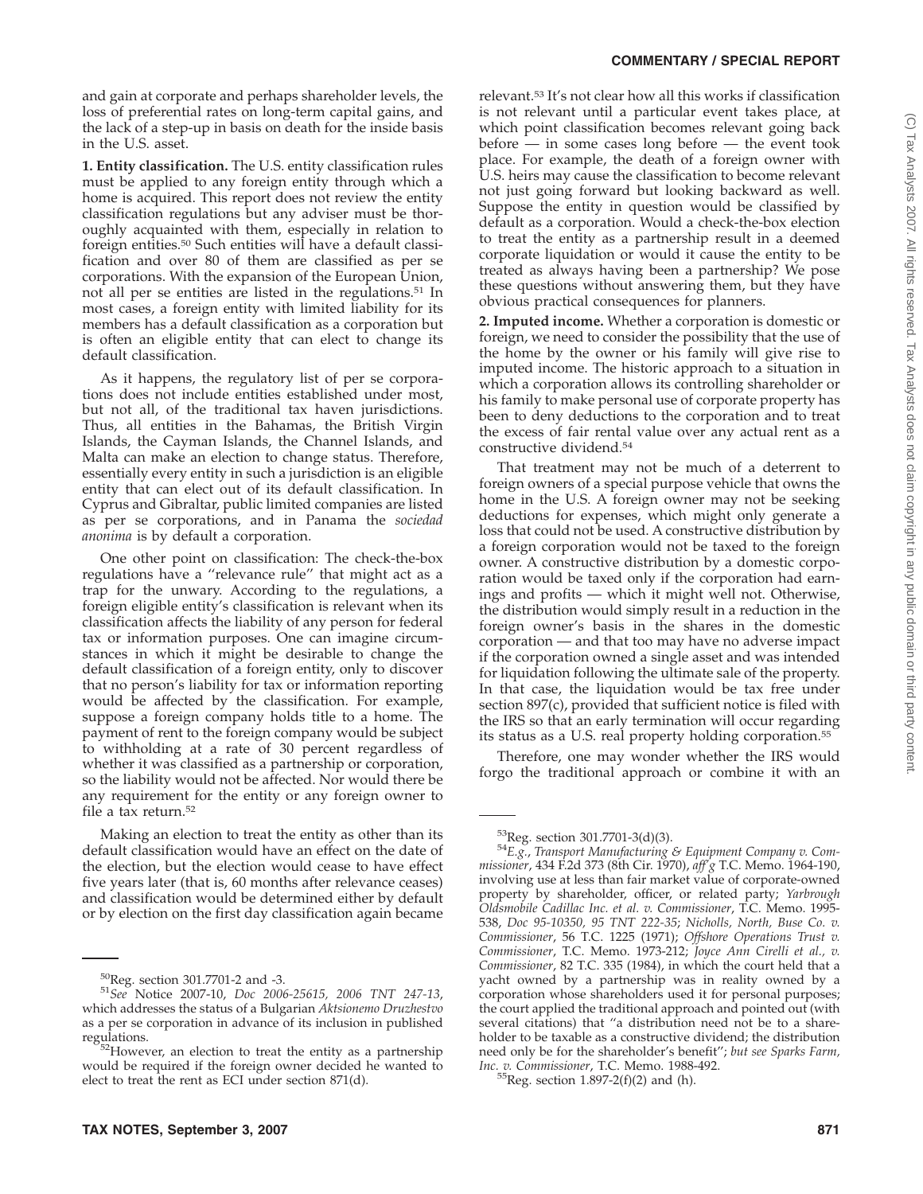and gain at corporate and perhaps shareholder levels, the loss of preferential rates on long-term capital gains, and the lack of a step-up in basis on death for the inside basis in the U.S. asset.

**1. Entity classification.** The U.S. entity classification rules must be applied to any foreign entity through which a home is acquired. This report does not review the entity classification regulations but any adviser must be thoroughly acquainted with them, especially in relation to foreign entities.[50] Such entities will have a default classification and over 80 of them are classified as per se corporations. With the expansion of the European Union, not all per se entities are listed in the regulations.[51] In most cases, a foreign entity with limited liability for its members has a default classification as a corporation but is often an eligible entity that can elect to change its default classification.

As it happens, the regulatory list of per se corporations does not include entities established under most, but not all, of the traditional tax haven jurisdictions. Thus, all entities in the Bahamas, the British Virgin Islands, the Cayman Islands, the Channel Islands, and Malta can make an election to change status. Therefore, essentially every entity in such a jurisdiction is an eligible entity that can elect out of its default classification. In Cyprus and Gibraltar, public limited companies are listed as per se corporations, and in Panama the *sociedad anonima* is by default a corporation.

One other point on classification: The check-the-box regulations have a ''relevance rule'' that might act as a trap for the unwary. According to the regulations, a foreign eligible entity's classification is relevant when its classification affects the liability of any person for federal tax or information purposes. One can imagine circumstances in which it might be desirable to change the default classification of a foreign entity, only to discover that no person's liability for tax or information reporting would be affected by the classification. For example, suppose a foreign company holds title to a home. The payment of rent to the foreign company would be subject to withholding at a rate of 30 percent regardless of whether it was classified as a partnership or corporation, so the liability would not be affected. Nor would there be any requirement for the entity or any foreign owner to file a tax return.[52]

Making an election to treat the entity as other than its default classification would have an effect on the date of the election, but the election would cease to have effect five years later (that is, 60 months after relevance ceases) and classification would be determined either by default or by election on the first day classification again became relevant.[53] It's not clear how all this works if classification is not relevant until a particular event takes place, at which point classification becomes relevant going back before — in some cases long before — the event took place. For example, the death of a foreign owner with U.S. heirs may cause the classification to become relevant not just going forward but looking backward as well. Suppose the entity in question would be classified by default as a corporation. Would a check-the-box election to treat the entity as a partnership result in a deemed corporate liquidation or would it cause the entity to be treated as always having been a partnership? We pose these questions without answering them, but they have obvious practical consequences for planners.

**2. Imputed income.** Whether a corporation is domestic or foreign, we need to consider the possibility that the use of the home by the owner or his family will give rise to imputed income. The historic approach to a situation in which a corporation allows its controlling shareholder or his family to make personal use of corporate property has been to deny deductions to the corporation and to treat the excess of fair rental value over any actual rent as a constructive dividend.[54]

That treatment may not be much of a deterrent to foreign owners of a special purpose vehicle that owns the home in the U.S. A foreign owner may not be seeking deductions for expenses, which might only generate a loss that could not be used. A constructive distribution by a foreign corporation would not be taxed to the foreign owner. A constructive distribution by a domestic corporation would be taxed only if the corporation had earnings and profits — which it might well not. Otherwise, the distribution would simply result in a reduction in the foreign owner's basis in the shares in the domestic corporation — and that too may have no adverse impact if the corporation owned a single asset and was intended for liquidation following the ultimate sale of the property. In that case, the liquidation would be tax free under section 897(c), provided that sufficient notice is filed with the IRS so that an early termination will occur regarding its status as a U.S. real property holding corporation.[55]

Therefore, one may wonder whether the IRS would forgo the traditional approach or combine it with an

---

[50]Reg. section 301.7701-2 and -3.

[51]*See* Notice 2007-10, *Doc 2006-25615, 2006 TNT 247-13*, which addresses the status of a Bulgarian *Aktsionemo Druzhestvo* as a per se corporation in advance of its inclusion in published regulations.

[52]However, an election to treat the entity as a partnership would be required if the foreign owner decided he wanted to elect to treat the rent as ECI under section 871(d).

[53]Reg. section 301.7701-3(d)(3).

[54]*E.g.*, *Transport Manufacturing & Equipment Company v. Commissioner*, 434 F.2d 373 (8th Cir. 1970), *aff'g* T.C. Memo. 1964-190, involving use at less than fair market value of corporate-owned property by shareholder, officer, or related party; *Yarbrough Oldsmobile Cadillac Inc. et al. v. Commissioner*, T.C. Memo. 1995-538, *Doc 95-10350, 95 TNT 222-35*; *Nicholls, North, Buse Co. v. Commissioner*, 56 T.C. 1225 (1971); *Offshore Operations Trust v. Commissioner*, T.C. Memo. 1973-212; *Joyce Ann Cirelli et al., v. Commissioner*, 82 T.C. 335 (1984), in which the court held that a yacht owned by a partnership was in reality owned by a corporation whose shareholders used it for personal purposes; the court applied the traditional approach and pointed out (with several citations) that ''a distribution need not be to a shareholder to be taxable as a constructive dividend; the distribution need only be for the shareholder's benefit''; *but see Sparks Farm, Inc. v. Commissioner*, T.C. Memo. 1988-492.

[55]Reg. section 1.897-2(f)(2) and (h).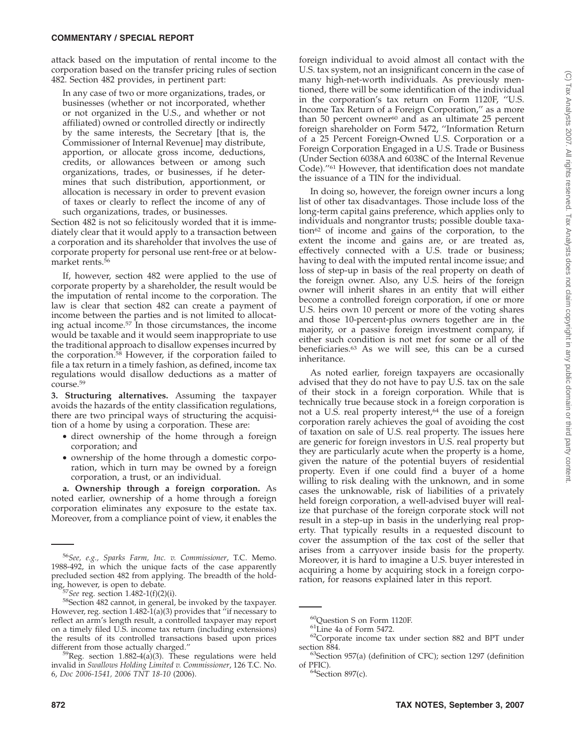attack based on the imputation of rental income to the corporation based on the transfer pricing rules of section 482. Section 482 provides, in pertinent part:

> In any case of two or more organizations, trades, or businesses (whether or not incorporated, whether or not organized in the U.S., and whether or not affiliated) owned or controlled directly or indirectly by the same interests, the Secretary [that is, the Commissioner of Internal Revenue] may distribute, apportion, or allocate gross income, deductions, credits, or allowances between or among such organizations, trades, or businesses, if he determines that such distribution, apportionment, or allocation is necessary in order to prevent evasion of taxes or clearly to reflect the income of any of such organizations, trades, or businesses.

Section 482 is not so felicitously worded that it is immediately clear that it would apply to a transaction between a corporation and its shareholder that involves the use of corporate property for personal use rent-free or at below-market rents.[56]

If, however, section 482 were applied to the use of corporate property by a shareholder, the result would be the imputation of rental income to the corporation. The law is clear that section 482 can create a payment of income between the parties and is not limited to allocating actual income.[57] In those circumstances, the income would be taxable and it would seem inappropriate to use the traditional approach to disallow expenses incurred by the corporation.[58] However, if the corporation failed to file a tax return in a timely fashion, as defined, income tax regulations would disallow deductions as a matter of course.[59]

**3. Structuring alternatives.** Assuming the taxpayer avoids the hazards of the entity classification regulations, there are two principal ways of structuring the acquisition of a home by using a corporation. These are:

- direct ownership of the home through a foreign corporation; and
- ownership of the home through a domestic corporation, which in turn may be owned by a foreign corporation, a trust, or an individual.

**a. Ownership through a foreign corporation.** As noted earlier, ownership of a home through a foreign corporation eliminates any exposure to the estate tax. Moreover, from a compliance point of view, it enables the foreign individual to avoid almost all contact with the U.S. tax system, not an insignificant concern in the case of many high-net-worth individuals. As previously mentioned, there will be some identification of the individual in the corporation's tax return on Form 1120F, "U.S. Income Tax Return of a Foreign Corporation," as a more than 50 percent owner[60] and as an ultimate 25 percent foreign shareholder on Form 5472, "Information Return of a 25 Percent Foreign-Owned U.S. Corporation or a Foreign Corporation Engaged in a U.S. Trade or Business (Under Section 6038A and 6038C of the Internal Revenue Code)."[61] However, that identification does not mandate the issuance of a TIN for the individual.

In doing so, however, the foreign owner incurs a long list of other tax disadvantages. Those include loss of the long-term capital gains preference, which applies only to individuals and nongrantor trusts; possible double taxation[62] of income and gains of the corporation, to the extent the income and gains are, or are treated as, effectively connected with a U.S. trade or business; having to deal with the imputed rental income issue; and loss of step-up in basis of the real property on death of the foreign owner. Also, any U.S. heirs of the foreign owner will inherit shares in an entity that will either become a controlled foreign corporation, if one or more U.S. heirs own 10 percent or more of the voting shares and those 10-percent-plus owners together are in the majority, or a passive foreign investment company, if either such condition is not met for some or all of the beneficiaries.[63] As we will see, this can be a cursed inheritance.

As noted earlier, foreign taxpayers are occasionally advised that they do not have to pay U.S. tax on the sale of their stock in a foreign corporation. While that is technically true because stock in a foreign corporation is not a U.S. real property interest,[64] the use of a foreign corporation rarely achieves the goal of avoiding the cost of taxation on sale of U.S. real property. The issues here are generic for foreign investors in U.S. real property but they are particularly acute when the property is a home, given the nature of the potential buyers of residential property. Even if one could find a buyer of a home willing to risk dealing with the unknown, and in some cases the unknowable, risk of liabilities of a privately held foreign corporation, a well-advised buyer will realize that purchase of the foreign corporate stock will not result in a step-up in basis in the underlying real property. That typically results in a requested discount to cover the assumption of the tax cost of the seller that arises from a carryover inside basis for the property. Moreover, it is hard to imagine a U.S. buyer interested in acquiring a home by acquiring stock in a foreign corporation, for reasons explained later in this report.

---

[56] *See, e.g., Sparks Farm, Inc. v. Commissioner*, T.C. Memo. 1988-492, in which the unique facts of the case apparently precluded section 482 from applying. The breadth of the holding, however, is open to debate.

[57] *See* reg. section 1.482-1(f)(2)(i).

[58] Section 482 cannot, in general, be invoked by the taxpayer. However, reg. section 1.482-1(a)(3) provides that "if necessary to reflect an arm's length result, a controlled taxpayer may report on a timely filed U.S. income tax return (including extensions) the results of its controlled transactions based upon prices different from those actually charged."

[59] Reg. section 1.882-4(a)(3). These regulations were held invalid in *Swallows Holding Limited v. Commissioner*, 126 T.C. No. 6, *Doc 2006-1541, 2006 TNT 18-10* (2006).

[60] Question S on Form 1120F.

[61] Line 4a of Form 5472.

[62] Corporate income tax under section 882 and BPT under section 884.

[63] Section 957(a) (definition of CFC); section 1297 (definition of PFIC).

[64] Section 897(c).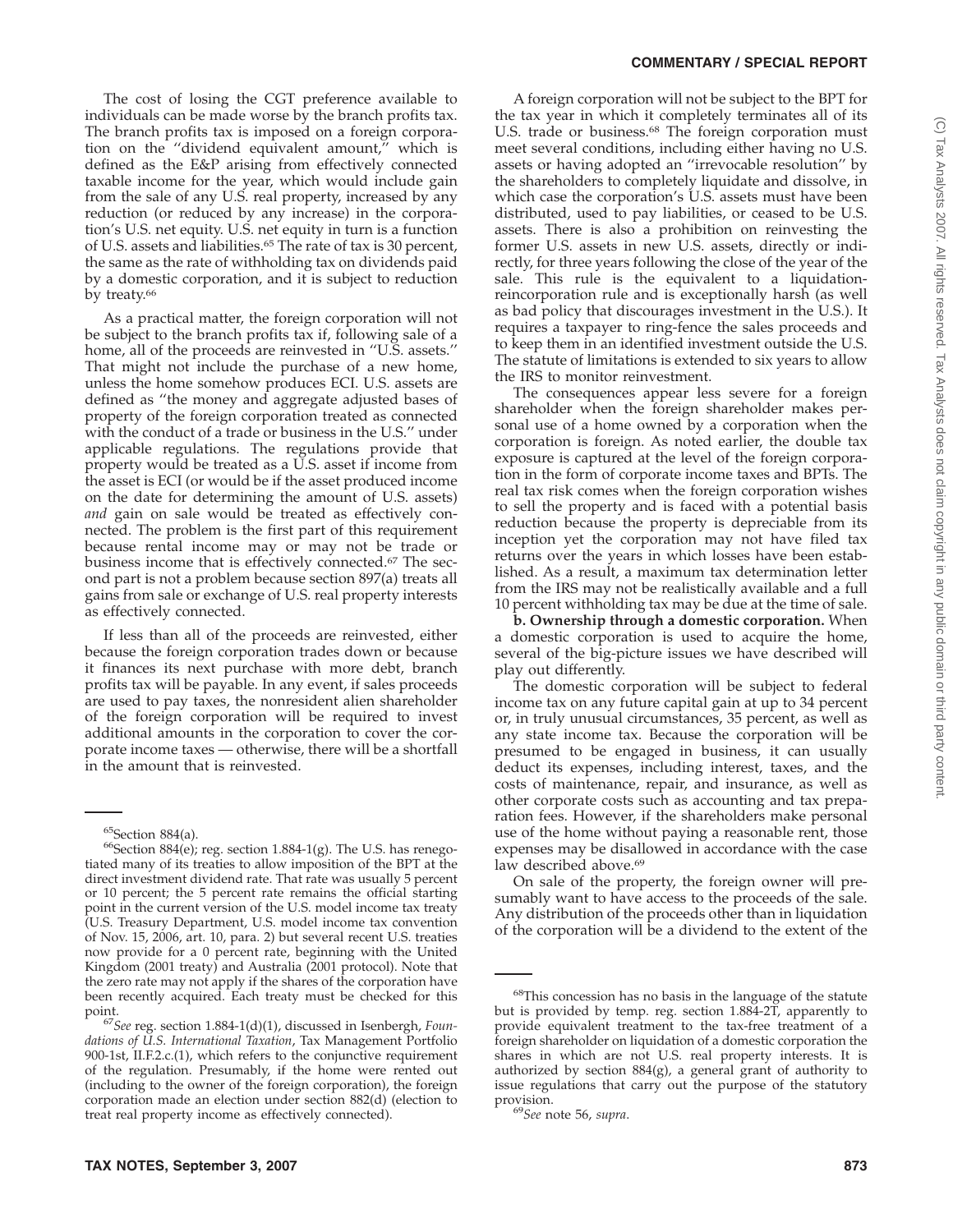The cost of losing the CGT preference available to individuals can be made worse by the branch profits tax. The branch profits tax is imposed on a foreign corporation on the ''dividend equivalent amount,'' which is defined as the E&P arising from effectively connected taxable income for the year, which would include gain from the sale of any U.S. real property, increased by any reduction (or reduced by any increase) in the corporation's U.S. net equity. U.S. net equity in turn is a function of U.S. assets and liabilities.[65] The rate of tax is 30 percent, the same as the rate of withholding tax on dividends paid by a domestic corporation, and it is subject to reduction by treaty.[66]

As a practical matter, the foreign corporation will not be subject to the branch profits tax if, following sale of a home, all of the proceeds are reinvested in ''U.S. assets.'' That might not include the purchase of a new home, unless the home somehow produces ECI. U.S. assets are defined as ''the money and aggregate adjusted bases of property of the foreign corporation treated as connected with the conduct of a trade or business in the U.S.'' under applicable regulations. The regulations provide that property would be treated as a U.S. asset if income from the asset is ECI (or would be if the asset produced income on the date for determining the amount of U.S. assets) *and* gain on sale would be treated as effectively connected. The problem is the first part of this requirement because rental income may or may not be trade or business income that is effectively connected.[67] The second part is not a problem because section 897(a) treats all gains from sale or exchange of U.S. real property interests as effectively connected.

If less than all of the proceeds are reinvested, either because the foreign corporation trades down or because it finances its next purchase with more debt, branch profits tax will be payable. In any event, if sales proceeds are used to pay taxes, the nonresident alien shareholder of the foreign corporation will be required to invest additional amounts in the corporation to cover the corporate income taxes — otherwise, there will be a shortfall in the amount that is reinvested.

A foreign corporation will not be subject to the BPT for the tax year in which it completely terminates all of its U.S. trade or business.[68] The foreign corporation must meet several conditions, including either having no U.S. assets or having adopted an ''irrevocable resolution'' by the shareholders to completely liquidate and dissolve, in which case the corporation's U.S. assets must have been distributed, used to pay liabilities, or ceased to be U.S. assets. There is also a prohibition on reinvesting the former U.S. assets in new U.S. assets, directly or indirectly, for three years following the close of the year of the sale. This rule is the equivalent to a liquidation-reincorporation rule and is exceptionally harsh (as well as bad policy that discourages investment in the U.S.). It requires a taxpayer to ring-fence the sales proceeds and to keep them in an identified investment outside the U.S. The statute of limitations is extended to six years to allow the IRS to monitor reinvestment.

The consequences appear less severe for a foreign shareholder when the foreign shareholder makes personal use of a home owned by a corporation when the corporation is foreign. As noted earlier, the double tax exposure is captured at the level of the foreign corporation in the form of corporate income taxes and BPTs. The real tax risk comes when the foreign corporation wishes to sell the property and is faced with a potential basis reduction because the property is depreciable from its inception yet the corporation may not have filed tax returns over the years in which losses have been established. As a result, a maximum tax determination letter from the IRS may not be realistically available and a full 10 percent withholding tax may be due at the time of sale.

**b. Ownership through a domestic corporation.** When a domestic corporation is used to acquire the home, several of the big-picture issues we have described will play out differently.

The domestic corporation will be subject to federal income tax on any future capital gain at up to 34 percent or, in truly unusual circumstances, 35 percent, as well as any state income tax. Because the corporation will be presumed to be engaged in business, it can usually deduct its expenses, including interest, taxes, and the costs of maintenance, repair, and insurance, as well as other corporate costs such as accounting and tax preparation fees. However, if the shareholders make personal use of the home without paying a reasonable rent, those expenses may be disallowed in accordance with the case law described above.[69]

On sale of the property, the foreign owner will presumably want to have access to the proceeds of the sale. Any distribution of the proceeds other than in liquidation of the corporation will be a dividend to the extent of the

---

[65]Section 884(a).

[66]Section 884(e); reg. section 1.884-1(g). The U.S. has renegotiated many of its treaties to allow imposition of the BPT at the direct investment dividend rate. That rate was usually 5 percent or 10 percent; the 5 percent rate remains the official starting point in the current version of the U.S. model income tax treaty (U.S. Treasury Department, U.S. model income tax convention of Nov. 15, 2006, art. 10, para. 2) but several recent U.S. treaties now provide for a 0 percent rate, beginning with the United Kingdom (2001 treaty) and Australia (2001 protocol). Note that the zero rate may not apply if the shares of the corporation have been recently acquired. Each treaty must be checked for this point.

[67]*See* reg. section 1.884-1(d)(1), discussed in Isenbergh, *Foundations of U.S. International Taxation*, Tax Management Portfolio 900-1st, II.F.2.c.(1), which refers to the conjunctive requirement of the regulation. Presumably, if the home were rented out (including to the owner of the foreign corporation), the foreign corporation made an election under section 882(d) (election to treat real property income as effectively connected).

[68]This concession has no basis in the language of the statute but is provided by temp. reg. section 1.884-2T, apparently to provide equivalent treatment to the tax-free treatment of a foreign shareholder on liquidation of a domestic corporation the shares in which are not U.S. real property interests. It is authorized by section 884(g), a general grant of authority to issue regulations that carry out the purpose of the statutory provision.

[69]*See* note 56, *supra*.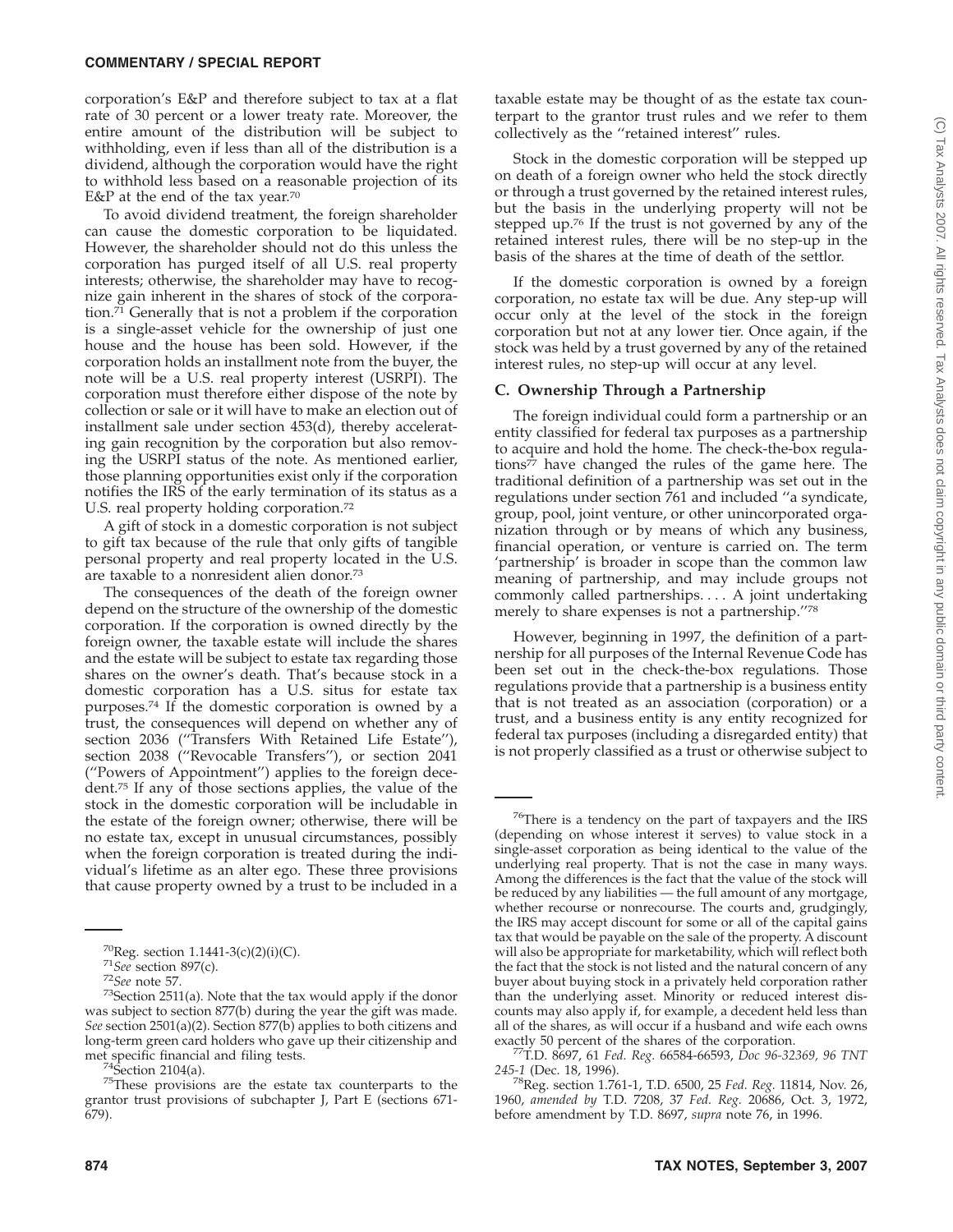corporation's E&P and therefore subject to tax at a flat rate of 30 percent or a lower treaty rate. Moreover, the entire amount of the distribution will be subject to withholding, even if less than all of the distribution is a dividend, although the corporation would have the right to withhold less based on a reasonable projection of its E&P at the end of the tax year.[70]

To avoid dividend treatment, the foreign shareholder can cause the domestic corporation to be liquidated. However, the shareholder should not do this unless the corporation has purged itself of all U.S. real property interests; otherwise, the shareholder may have to recognize gain inherent in the shares of stock of the corporation.[71] Generally that is not a problem if the corporation is a single-asset vehicle for the ownership of just one house and the house has been sold. However, if the corporation holds an installment note from the buyer, the note will be a U.S. real property interest (USRPI). The corporation must therefore either dispose of the note by collection or sale or it will have to make an election out of installment sale under section 453(d), thereby accelerating gain recognition by the corporation but also removing the USRPI status of the note. As mentioned earlier, those planning opportunities exist only if the corporation notifies the IRS of the early termination of its status as a U.S. real property holding corporation.[72]

A gift of stock in a domestic corporation is not subject to gift tax because of the rule that only gifts of tangible personal property and real property located in the U.S. are taxable to a nonresident alien donor.[73]

The consequences of the death of the foreign owner depend on the structure of the ownership of the domestic corporation. If the corporation is owned directly by the foreign owner, the taxable estate will include the shares and the estate will be subject to estate tax regarding those shares on the owner's death. That's because stock in a domestic corporation has a U.S. situs for estate tax purposes.[74] If the domestic corporation is owned by a trust, the consequences will depend on whether any of section 2036 (''Transfers With Retained Life Estate''), section 2038 (''Revocable Transfers''), or section 2041 (''Powers of Appointment'') applies to the foreign decedent.[75] If any of those sections applies, the value of the stock in the domestic corporation will be includable in the estate of the foreign owner; otherwise, there will be no estate tax, except in unusual circumstances, possibly when the foreign corporation is treated during the individual's lifetime as an alter ego. These three provisions that cause property owned by a trust to be included in a taxable estate may be thought of as the estate tax counterpart to the grantor trust rules and we refer to them collectively as the ''retained interest'' rules.

Stock in the domestic corporation will be stepped up on death of a foreign owner who held the stock directly or through a trust governed by the retained interest rules, but the basis in the underlying property will not be stepped up.[76] If the trust is not governed by any of the retained interest rules, there will be no step-up in the basis of the shares at the time of death of the settlor.

If the domestic corporation is owned by a foreign corporation, no estate tax will be due. Any step-up will occur only at the level of the stock in the foreign corporation but not at any lower tier. Once again, if the stock was held by a trust governed by any of the retained interest rules, no step-up will occur at any level.

### C. Ownership Through a Partnership

The foreign individual could form a partnership or an entity classified for federal tax purposes as a partnership to acquire and hold the home. The check-the-box regulations[77] have changed the rules of the game here. The traditional definition of a partnership was set out in the regulations under section 761 and included ''a syndicate, group, pool, joint venture, or other unincorporated organization through or by means of which any business, financial operation, or venture is carried on. The term 'partnership' is broader in scope than the common law meaning of partnership, and may include groups not commonly called partnerships. . . . A joint undertaking merely to share expenses is not a partnership.''[78]

However, beginning in 1997, the definition of a partnership for all purposes of the Internal Revenue Code has been set out in the check-the-box regulations. Those regulations provide that a partnership is a business entity that is not treated as an association (corporation) or a trust, and a business entity is any entity recognized for federal tax purposes (including a disregarded entity) that is not properly classified as a trust or otherwise subject to

---

[70]Reg. section 1.1441-3(c)(2)(i)(C).

[71]*See* section 897(c).

[72]*See* note 57.

[73]Section 2511(a). Note that the tax would apply if the donor was subject to section 877(b) during the year the gift was made. *See* section 2501(a)(2). Section 877(b) applies to both citizens and long-term green card holders who gave up their citizenship and met specific financial and filing tests.

[74]Section 2104(a).

[75]These provisions are the estate tax counterparts to the grantor trust provisions of subchapter J, Part E (sections 671-679).

[76]There is a tendency on the part of taxpayers and the IRS (depending on whose interest it serves) to value stock in a single-asset corporation as being identical to the value of the underlying real property. That is not the case in many ways. Among the differences is the fact that the value of the stock will be reduced by any liabilities — the full amount of any mortgage, whether recourse or nonrecourse. The courts and, grudgingly, the IRS may accept discount for some or all of the capital gains tax that would be payable on the sale of the property. A discount will also be appropriate for marketability, which will reflect both the fact that the stock is not listed and the natural concern of any buyer about buying stock in a privately held corporation rather than the underlying asset. Minority or reduced interest discounts may also apply if, for example, a decedent held less than all of the shares, as will occur if a husband and wife each owns exactly 50 percent of the shares of the corporation.

[77]T.D. 8697, 61 *Fed. Reg.* 66584-66593, *Doc 96-32369, 96 TNT 245-1* (Dec. 18, 1996).

[78]Reg. section 1.761-1, T.D. 6500, 25 *Fed. Reg.* 11814, Nov. 26, 1960, *amended by* T.D. 7208, 37 *Fed. Reg.* 20686, Oct. 3, 1972, before amendment by T.D. 8697, *supra* note 76, in 1996.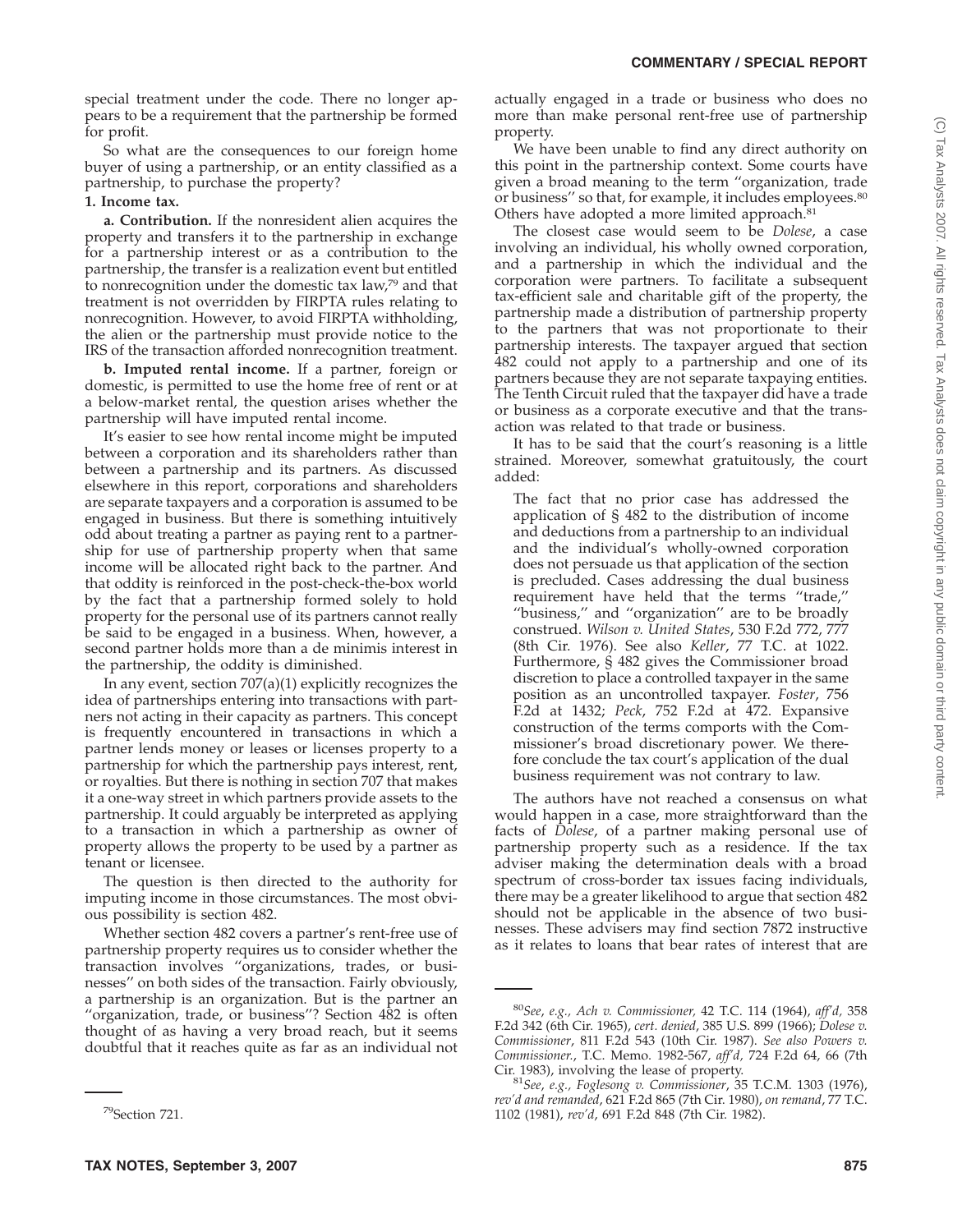special treatment under the code. There no longer appears to be a requirement that the partnership be formed for profit.

So what are the consequences to our foreign home buyer of using a partnership, or an entity classified as a partnership, to purchase the property?

**1. Income tax.**

**a. Contribution.** If the nonresident alien acquires the property and transfers it to the partnership in exchange for a partnership interest or as a contribution to the partnership, the transfer is a realization event but entitled to nonrecognition under the domestic tax law,[79] and that treatment is not overridden by FIRPTA rules relating to nonrecognition. However, to avoid FIRPTA withholding, the alien or the partnership must provide notice to the IRS of the transaction afforded nonrecognition treatment.

**b. Imputed rental income.** If a partner, foreign or domestic, is permitted to use the home free of rent or at a below-market rental, the question arises whether the partnership will have imputed rental income.

It's easier to see how rental income might be imputed between a corporation and its shareholders rather than between a partnership and its partners. As discussed elsewhere in this report, corporations and shareholders are separate taxpayers and a corporation is assumed to be engaged in business. But there is something intuitively odd about treating a partner as paying rent to a partnership for use of partnership property when that same income will be allocated right back to the partner. And that oddity is reinforced in the post-check-the-box world by the fact that a partnership formed solely to hold property for the personal use of its partners cannot really be said to be engaged in a business. When, however, a second partner holds more than a de minimis interest in the partnership, the oddity is diminished.

In any event, section 707(a)(1) explicitly recognizes the idea of partnerships entering into transactions with partners not acting in their capacity as partners. This concept is frequently encountered in transactions in which a partner lends money or leases or licenses property to a partnership for which the partnership pays interest, rent, or royalties. But there is nothing in section 707 that makes it a one-way street in which partners provide assets to the partnership. It could arguably be interpreted as applying to a transaction in which a partnership as owner of property allows the property to be used by a partner as tenant or licensee.

The question is then directed to the authority for imputing income in those circumstances. The most obvious possibility is section 482.

Whether section 482 covers a partner's rent-free use of partnership property requires us to consider whether the transaction involves ''organizations, trades, or businesses'' on both sides of the transaction. Fairly obviously, a partnership is an organization. But is the partner an ''organization, trade, or business''? Section 482 is often thought of as having a very broad reach, but it seems doubtful that it reaches quite as far as an individual not actually engaged in a trade or business who does no more than make personal rent-free use of partnership property.

We have been unable to find any direct authority on this point in the partnership context. Some courts have given a broad meaning to the term ''organization, trade or business'' so that, for example, it includes employees.[80] Others have adopted a more limited approach.[81]

The closest case would seem to be *Dolese*, a case involving an individual, his wholly owned corporation, and a partnership in which the individual and the corporation were partners. To facilitate a subsequent tax-efficient sale and charitable gift of the property, the partnership made a distribution of partnership property to the partners that was not proportionate to their partnership interests. The taxpayer argued that section 482 could not apply to a partnership and one of its partners because they are not separate taxpaying entities. The Tenth Circuit ruled that the taxpayer did have a trade or business as a corporate executive and that the transaction was related to that trade or business.

It has to be said that the court's reasoning is a little strained. Moreover, somewhat gratuitously, the court added:

> The fact that no prior case has addressed the application of § 482 to the distribution of income and deductions from a partnership to an individual and the individual's wholly-owned corporation does not persuade us that application of the section is precluded. Cases addressing the dual business requirement have held that the terms ''trade,'' ''business,'' and ''organization'' are to be broadly construed. *Wilson v. United States*, 530 F.2d 772, 777 (8th Cir. 1976). See also *Keller*, 77 T.C. at 1022. Furthermore, § 482 gives the Commissioner broad discretion to place a controlled taxpayer in the same position as an uncontrolled taxpayer. *Foster*, 756 F.2d at 1432; *Peck*, 752 F.2d at 472. Expansive construction of the terms comports with the Commissioner's broad discretionary power. We therefore conclude the tax court's application of the dual business requirement was not contrary to law.

The authors have not reached a consensus on what would happen in a case, more straightforward than the facts of *Dolese*, of a partner making personal use of partnership property such as a residence. If the tax adviser making the determination deals with a broad spectrum of cross-border tax issues facing individuals, there may be a greater likelihood to argue that section 482 should not be applicable in the absence of two businesses. These advisers may find section 7872 instructive as it relates to loans that bear rates of interest that are

---

[79]Section 721.

[80]*See*, *e.g., Ach v. Commissioner,* 42 T.C. 114 (1964), *aff'd,* 358 F.2d 342 (6th Cir. 1965), *cert. denied*, 385 U.S. 899 (1966); *Dolese v. Commissioner*, 811 F.2d 543 (10th Cir. 1987). *See also Powers v. Commissioner.*, T.C. Memo. 1982-567, *aff'd,* 724 F.2d 64, 66 (7th Cir. 1983), involving the lease of property.

[81]*See*, *e.g., Foglesong v. Commissioner*, 35 T.C.M. 1303 (1976), *rev'd and remanded*, 621 F.2d 865 (7th Cir. 1980), *on remand*, 77 T.C. 1102 (1981), *rev'd*, 691 F.2d 848 (7th Cir. 1982).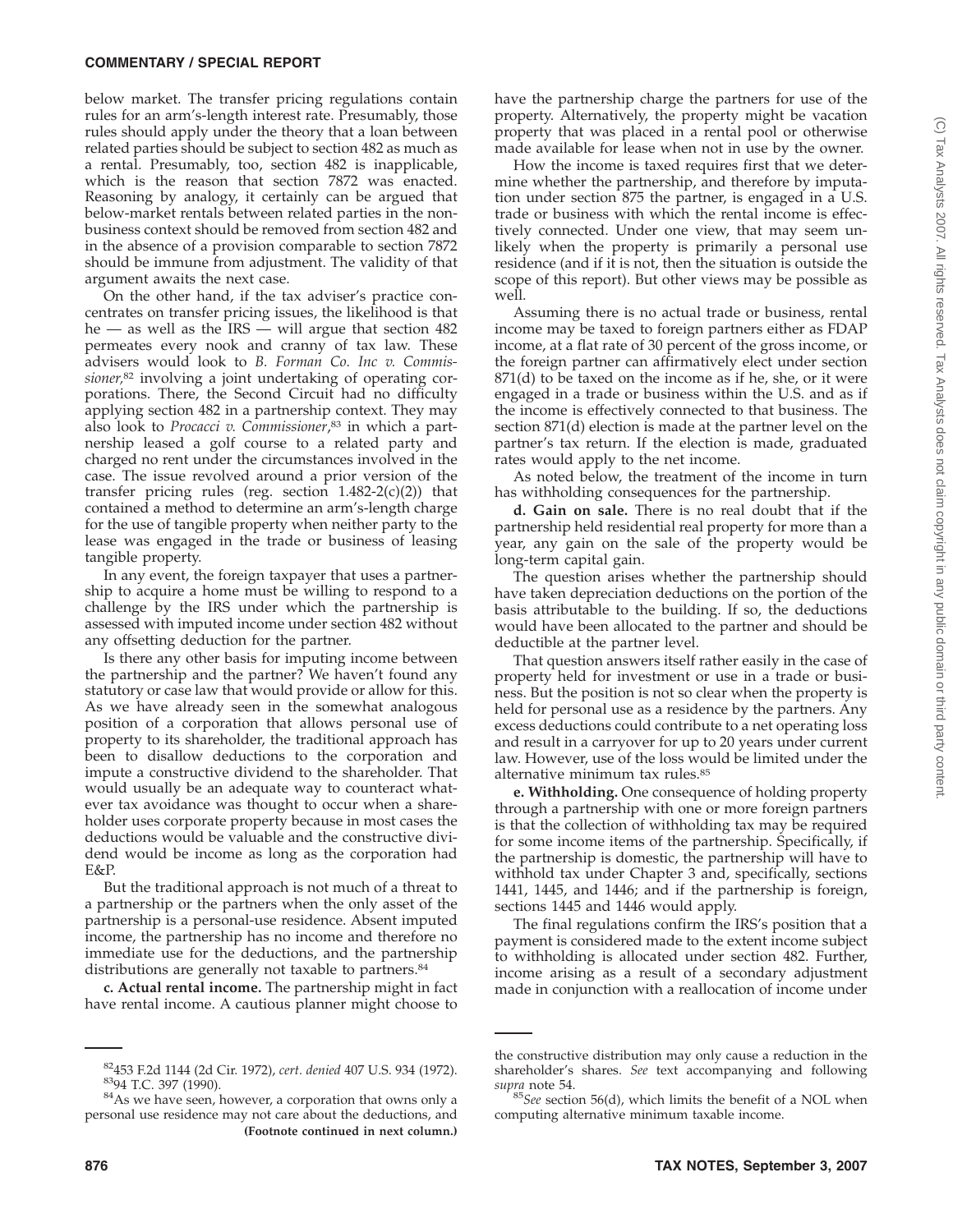below market. The transfer pricing regulations contain rules for an arm's-length interest rate. Presumably, those rules should apply under the theory that a loan between related parties should be subject to section 482 as much as a rental. Presumably, too, section 482 is inapplicable, which is the reason that section 7872 was enacted. Reasoning by analogy, it certainly can be argued that below-market rentals between related parties in the nonbusiness context should be removed from section 482 and in the absence of a provision comparable to section 7872 should be immune from adjustment. The validity of that argument awaits the next case.

On the other hand, if the tax adviser's practice concentrates on transfer pricing issues, the likelihood is that he — as well as the IRS — will argue that section 482 permeates every nook and cranny of tax law. These advisers would look to *B. Forman Co. Inc v. Commissioner*,[82] involving a joint undertaking of operating corporations. There, the Second Circuit had no difficulty applying section 482 in a partnership context. They may also look to *Procacci v. Commissioner*,[83] in which a partnership leased a golf course to a related party and charged no rent under the circumstances involved in the case. The issue revolved around a prior version of the transfer pricing rules (reg. section 1.482-2(c)(2)) that contained a method to determine an arm's-length charge for the use of tangible property when neither party to the lease was engaged in the trade or business of leasing tangible property.

In any event, the foreign taxpayer that uses a partnership to acquire a home must be willing to respond to a challenge by the IRS under which the partnership is assessed with imputed income under section 482 without any offsetting deduction for the partner.

Is there any other basis for imputing income between the partnership and the partner? We haven't found any statutory or case law that would provide or allow for this. As we have already seen in the somewhat analogous position of a corporation that allows personal use of property to its shareholder, the traditional approach has been to disallow deductions to the corporation and impute a constructive dividend to the shareholder. That would usually be an adequate way to counteract whatever tax avoidance was thought to occur when a shareholder uses corporate property because in most cases the deductions would be valuable and the constructive dividend would be income as long as the corporation had E&P.

But the traditional approach is not much of a threat to a partnership or the partners when the only asset of the partnership is a personal-use residence. Absent imputed income, the partnership has no income and therefore no immediate use for the deductions, and the partnership distributions are generally not taxable to partners.[84]

**c. Actual rental income.** The partnership might in fact have rental income. A cautious planner might choose to have the partnership charge the partners for use of the property. Alternatively, the property might be vacation property that was placed in a rental pool or otherwise made available for lease when not in use by the owner.

How the income is taxed requires first that we determine whether the partnership, and therefore by imputation under section 875 the partner, is engaged in a U.S. trade or business with which the rental income is effectively connected. Under one view, that may seem unlikely when the property is primarily a personal use residence (and if it is not, then the situation is outside the scope of this report). But other views may be possible as well.

Assuming there is no actual trade or business, rental income may be taxed to foreign partners either as FDAP income, at a flat rate of 30 percent of the gross income, or the foreign partner can affirmatively elect under section 871(d) to be taxed on the income as if he, she, or it were engaged in a trade or business within the U.S. and as if the income is effectively connected to that business. The section 871(d) election is made at the partner level on the partner's tax return. If the election is made, graduated rates would apply to the net income.

As noted below, the treatment of the income in turn has withholding consequences for the partnership.

**d. Gain on sale.** There is no real doubt that if the partnership held residential real property for more than a year, any gain on the sale of the property would be long-term capital gain.

The question arises whether the partnership should have taken depreciation deductions on the portion of the basis attributable to the building. If so, the deductions would have been allocated to the partner and should be deductible at the partner level.

That question answers itself rather easily in the case of property held for investment or use in a trade or business. But the position is not so clear when the property is held for personal use as a residence by the partners. Any excess deductions could contribute to a net operating loss and result in a carryover for up to 20 years under current law. However, use of the loss would be limited under the alternative minimum tax rules.[85]

**e. Withholding.** One consequence of holding property through a partnership with one or more foreign partners is that the collection of withholding tax may be required for some income items of the partnership. Specifically, if the partnership is domestic, the partnership will have to withhold tax under Chapter 3 and, specifically, sections 1441, 1445, and 1446; and if the partnership is foreign, sections 1445 and 1446 would apply.

The final regulations confirm the IRS's position that a payment is considered made to the extent income subject to withholding is allocated under section 482. Further, income arising as a result of a secondary adjustment made in conjunction with a reallocation of income under

---

[82] 453 F.2d 1144 (2d Cir. 1972), *cert. denied* 407 U.S. 934 (1972).

[83] 94 T.C. 397 (1990).

[84] As we have seen, however, a corporation that owns only a personal use residence may not care about the deductions, and the constructive distribution may only cause a reduction in the shareholder's shares. *See* text accompanying and following *supra* note 54.

[85] *See* section 56(d), which limits the benefit of a NOL when computing alternative minimum taxable income.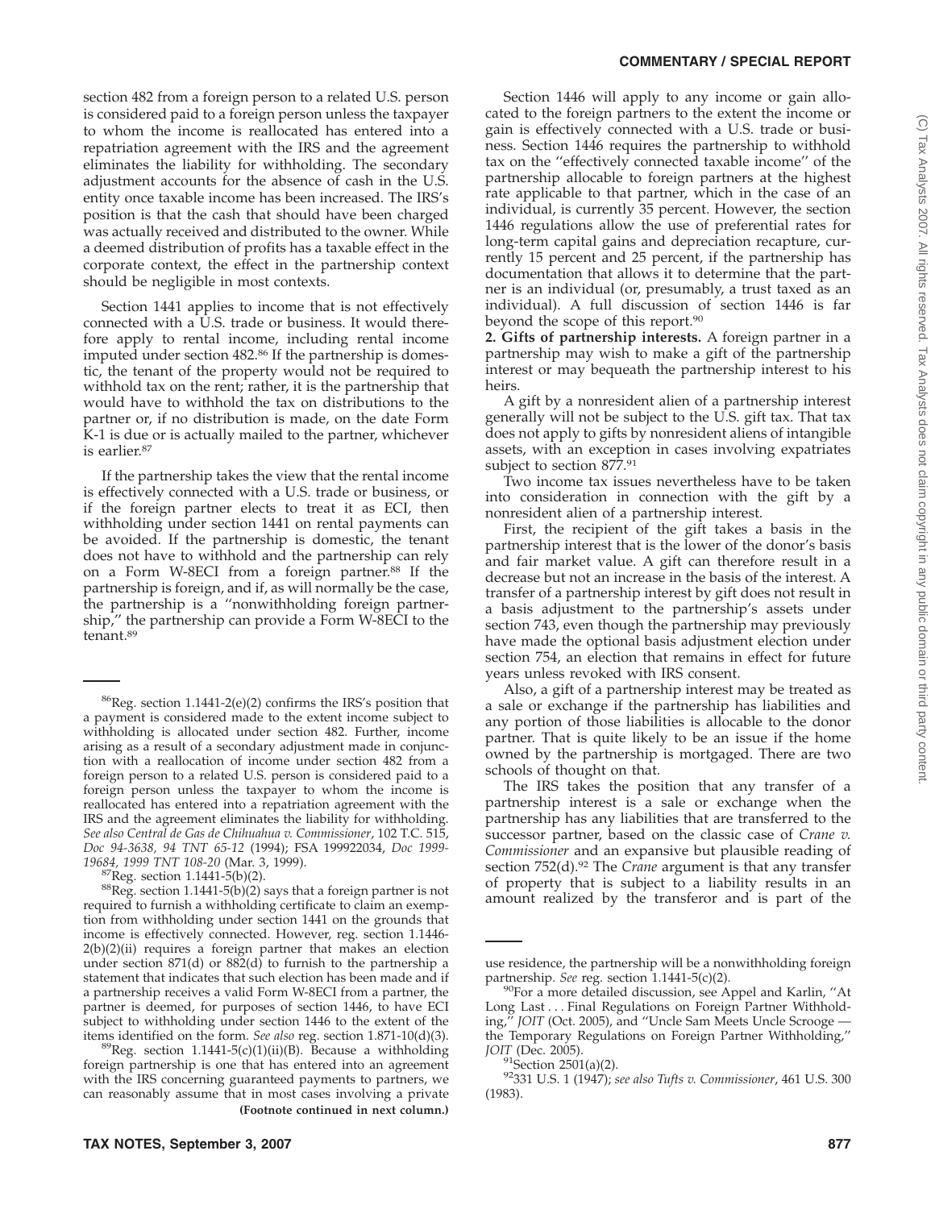section 482 from a foreign person to a related U.S. person is considered paid to a foreign person unless the taxpayer to whom the income is reallocated has entered into a repatriation agreement with the IRS and the agreement eliminates the liability for withholding. The secondary adjustment accounts for the absence of cash in the U.S. entity once taxable income has been increased. The IRS's position is that the cash that should have been charged was actually received and distributed to the owner. While a deemed distribution of profits has a taxable effect in the corporate context, the effect in the partnership context should be negligible in most contexts.

Section 1441 applies to income that is not effectively connected with a U.S. trade or business. It would therefore apply to rental income, including rental income imputed under section 482.[86] If the partnership is domestic, the tenant of the property would not be required to withhold tax on the rent; rather, it is the partnership that would have to withhold the tax on distributions to the partner or, if no distribution is made, on the date Form K-1 is due or is actually mailed to the partner, whichever is earlier.[87]

If the partnership takes the view that the rental income is effectively connected with a U.S. trade or business, or if the foreign partner elects to treat it as ECI, then withholding under section 1441 on rental payments can be avoided. If the partnership is domestic, the tenant does not have to withhold and the partnership can rely on a Form W-8ECI from a foreign partner.[88] If the partnership is foreign, and if, as will normally be the case, the partnership is a "nonwithholding foreign partnership," the partnership can provide a Form W-8ECI to the tenant.[89]

Section 1446 will apply to any income or gain allocated to the foreign partners to the extent the income or gain is effectively connected with a U.S. trade or business. Section 1446 requires the partnership to withhold tax on the "effectively connected taxable income" of the partnership allocable to foreign partners at the highest rate applicable to that partner, which in the case of an individual, is currently 35 percent. However, the section 1446 regulations allow the use of preferential rates for long-term capital gains and depreciation recapture, currently 15 percent and 25 percent, if the partnership has documentation that allows it to determine that the partner is an individual (or, presumably, a trust taxed as an individual). A full discussion of section 1446 is far beyond the scope of this report.[90]

**2. Gifts of partnership interests.** A foreign partner in a partnership may wish to make a gift of the partnership interest or may bequeath the partnership interest to his heirs.

A gift by a nonresident alien of a partnership interest generally will not be subject to the U.S. gift tax. That tax does not apply to gifts by nonresident aliens of intangible assets, with an exception in cases involving expatriates subject to section 877.[91]

Two income tax issues nevertheless have to be taken into consideration in connection with the gift by a nonresident alien of a partnership interest.

First, the recipient of the gift takes a basis in the partnership interest that is the lower of the donor's basis and fair market value. A gift can therefore result in a decrease but not an increase in the basis of the interest. A transfer of a partnership interest by gift does not result in a basis adjustment to the partnership's assets under section 743, even though the partnership may previously have made the optional basis adjustment election under section 754, an election that remains in effect for future years unless revoked with IRS consent.

Also, a gift of a partnership interest may be treated as a sale or exchange if the partnership has liabilities and any portion of those liabilities is allocable to the donor partner. That is quite likely to be an issue if the home owned by the partnership is mortgaged. There are two schools of thought on that.

The IRS takes the position that any transfer of a partnership interest is a sale or exchange when the partnership has any liabilities that are transferred to the successor partner, based on the classic case of *Crane v. Commissioner* and an expansive but plausible reading of section 752(d).[92] The *Crane* argument is that any transfer of property that is subject to a liability results in an amount realized by the transferor and is part of the

---

[86]Reg. section 1.1441-2(e)(2) confirms the IRS's position that a payment is considered made to the extent income subject to withholding is allocated under section 482. Further, income arising as a result of a secondary adjustment made in conjunction with a reallocation of income under section 482 from a foreign person to a related U.S. person is considered paid to a foreign person unless the taxpayer to whom the income is reallocated has entered into a repatriation agreement with the IRS and the agreement eliminates the liability for withholding. *See also Central de Gas de Chihuahua v. Commissioner*, 102 T.C. 515, *Doc 94-3638, 94 TNT 65-12* (1994); FSA 199922034, *Doc 1999-19684, 1999 TNT 108-20* (Mar. 3, 1999).

[87]Reg. section 1.1441-5(b)(2).

[88]Reg. section 1.1441-5(b)(2) says that a foreign partner is not required to furnish a withholding certificate to claim an exemption from withholding under section 1441 on the grounds that income is effectively connected. However, reg. section 1.1446-2(b)(2)(ii) requires a foreign partner that makes an election under section 871(d) or 882(d) to furnish to the partnership a statement that indicates that such election has been made and if a partnership receives a valid Form W-8ECI from a partner, the partner is deemed, for purposes of section 1446, to have ECI subject to withholding under section 1446 to the extent of the items identified on the form. *See also* reg. section 1.871-10(d)(3).

[89]Reg. section 1.1441-5(c)(1)(ii)(B). Because a withholding foreign partnership is one that has entered into an agreement with the IRS concerning guaranteed payments to partners, we can reasonably assume that in most cases involving a private use residence, the partnership will be a nonwithholding foreign partnership. *See* reg. section 1.1441-5(c)(2).

[90]For a more detailed discussion, see Appel and Karlin, "At Long Last . . . Final Regulations on Foreign Partner Withholding," *JOIT* (Oct. 2005), and "Uncle Sam Meets Uncle Scrooge — the Temporary Regulations on Foreign Partner Withholding," *JOIT* (Dec. 2005).

[91]Section 2501(a)(2).

[92]331 U.S. 1 (1947); *see also Tufts v. Commissioner*, 461 U.S. 300 (1983).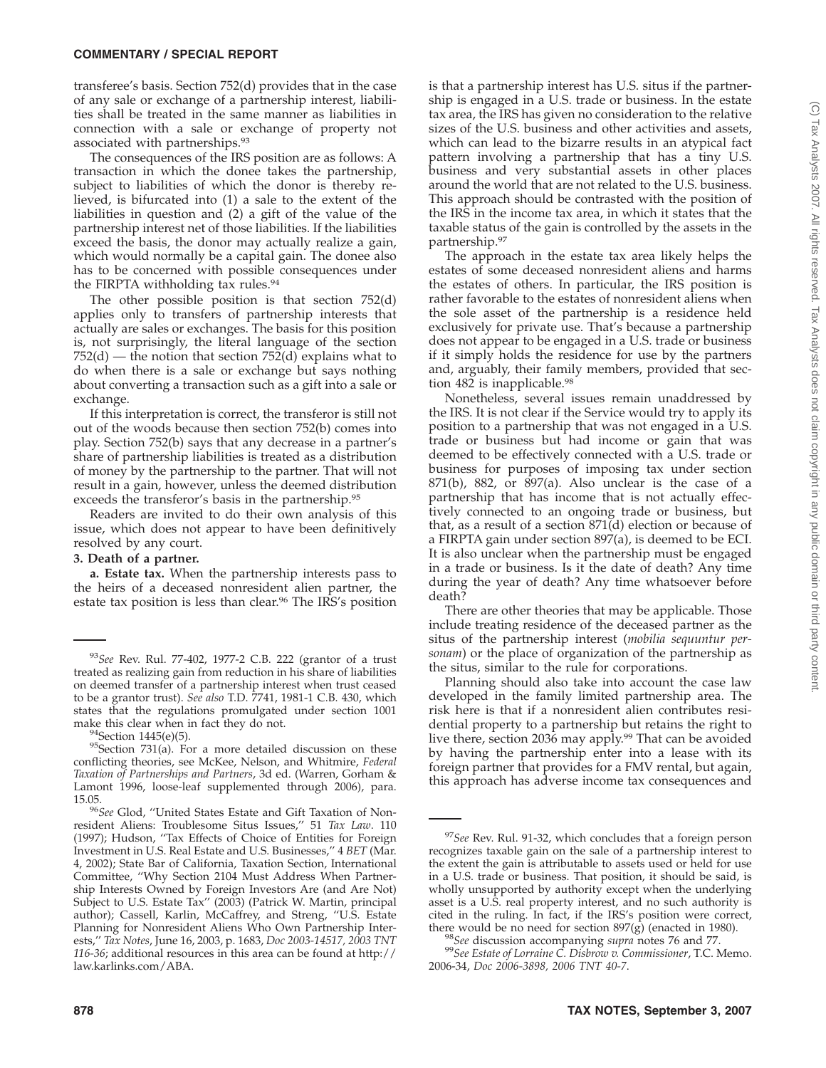transferee's basis. Section 752(d) provides that in the case of any sale or exchange of a partnership interest, liabilities shall be treated in the same manner as liabilities in connection with a sale or exchange of property not associated with partnerships.[93]

The consequences of the IRS position are as follows: A transaction in which the donee takes the partnership, subject to liabilities of which the donor is thereby relieved, is bifurcated into (1) a sale to the extent of the liabilities in question and (2) a gift of the value of the partnership interest net of those liabilities. If the liabilities exceed the basis, the donor may actually realize a gain, which would normally be a capital gain. The donee also has to be concerned with possible consequences under the FIRPTA withholding tax rules.[94]

The other possible position is that section 752(d) applies only to transfers of partnership interests that actually are sales or exchanges. The basis for this position is, not surprisingly, the literal language of the section 752(d) — the notion that section 752(d) explains what to do when there is a sale or exchange but says nothing about converting a transaction such as a gift into a sale or exchange.

If this interpretation is correct, the transferor is still not out of the woods because then section 752(b) comes into play. Section 752(b) says that any decrease in a partner's share of partnership liabilities is treated as a distribution of money by the partnership to the partner. That will not result in a gain, however, unless the deemed distribution exceeds the transferor's basis in the partnership.[95]

Readers are invited to do their own analysis of this issue, which does not appear to have been definitively resolved by any court.

**3. Death of a partner.**

**a. Estate tax.** When the partnership interests pass to the heirs of a deceased nonresident alien partner, the estate tax position is less than clear.[96] The IRS's position is that a partnership interest has U.S. situs if the partnership is engaged in a U.S. trade or business. In the estate tax area, the IRS has given no consideration to the relative sizes of the U.S. business and other activities and assets, which can lead to the bizarre results in an atypical fact pattern involving a partnership that has a tiny U.S. business and very substantial assets in other places around the world that are not related to the U.S. business. This approach should be contrasted with the position of the IRS in the income tax area, in which it states that the taxable status of the gain is controlled by the assets in the partnership.[97]

The approach in the estate tax area likely helps the estates of some deceased nonresident aliens and harms the estates of others. In particular, the IRS position is rather favorable to the estates of nonresident aliens when the sole asset of the partnership is a residence held exclusively for private use. That's because a partnership does not appear to be engaged in a U.S. trade or business if it simply holds the residence for use by the partners and, arguably, their family members, provided that section 482 is inapplicable.[98]

Nonetheless, several issues remain unaddressed by the IRS. It is not clear if the Service would try to apply its position to a partnership that was not engaged in a U.S. trade or business but had income or gain that was deemed to be effectively connected with a U.S. trade or business for purposes of imposing tax under section 871(b), 882, or 897(a). Also unclear is the case of a partnership that has income that is not actually effectively connected to an ongoing trade or business, but that, as a result of a section 871(d) election or because of a FIRPTA gain under section 897(a), is deemed to be ECI. It is also unclear when the partnership must be engaged in a trade or business. Is it the date of death? Any time during the year of death? Any time whatsoever before death?

There are other theories that may be applicable. Those include treating residence of the deceased partner as the situs of the partnership interest (*mobilia sequuntur personam*) or the place of organization of the partnership as the situs, similar to the rule for corporations.

Planning should also take into account the case law developed in the family limited partnership area. The risk here is that if a nonresident alien contributes residential property to a partnership but retains the right to live there, section 2036 may apply.[99] That can be avoided by having the partnership enter into a lease with its foreign partner that provides for a FMV rental, but again, this approach has adverse income tax consequences and

---

[93]*See* Rev. Rul. 77-402, 1977-2 C.B. 222 (grantor of a trust treated as realizing gain from reduction in his share of liabilities on deemed transfer of a partnership interest when trust ceased to be a grantor trust). *See also* T.D. 7741, 1981-1 C.B. 430, which states that the regulations promulgated under section 1001 make this clear when in fact they do not.

[94]Section 1445(e)(5).

[95]Section 731(a). For a more detailed discussion on these conflicting theories, see McKee, Nelson, and Whitmire, *Federal Taxation of Partnerships and Partners*, 3d ed. (Warren, Gorham & Lamont 1996, loose-leaf supplemented through 2006), para. 15.05.

[96]*See* Glod, ''United States Estate and Gift Taxation of Nonresident Aliens: Troublesome Situs Issues,'' 51 *Tax Law*. 110 (1997); Hudson, ''Tax Effects of Choice of Entities for Foreign Investment in U.S. Real Estate and U.S. Businesses,'' 4 *BET* (Mar. 4, 2002); State Bar of California, Taxation Section, International Committee, ''Why Section 2104 Must Address When Partnership Interests Owned by Foreign Investors Are (and Are Not) Subject to U.S. Estate Tax'' (2003) (Patrick W. Martin, principal author); Cassell, Karlin, McCaffrey, and Streng, ''U.S. Estate Planning for Nonresident Aliens Who Own Partnership Interests,'' *Tax Notes*, June 16, 2003, p. 1683, *Doc 2003-14517, 2003 TNT 116-36*; additional resources in this area can be found at http://law.karlinks.com/ABA.

[97]*See* Rev. Rul. 91-32, which concludes that a foreign person recognizes taxable gain on the sale of a partnership interest to the extent the gain is attributable to assets used or held for use in a U.S. trade or business. That position, it should be said, is wholly unsupported by authority except when the underlying asset is a U.S. real property interest, and no such authority is cited in the ruling. In fact, if the IRS's position were correct, there would be no need for section 897(g) (enacted in 1980).

[98]*See* discussion accompanying *supra* notes 76 and 77.

[99]*See Estate of Lorraine C. Disbrow v. Commissioner*, T.C. Memo. 2006-34, *Doc 2006-3898, 2006 TNT 40-7*.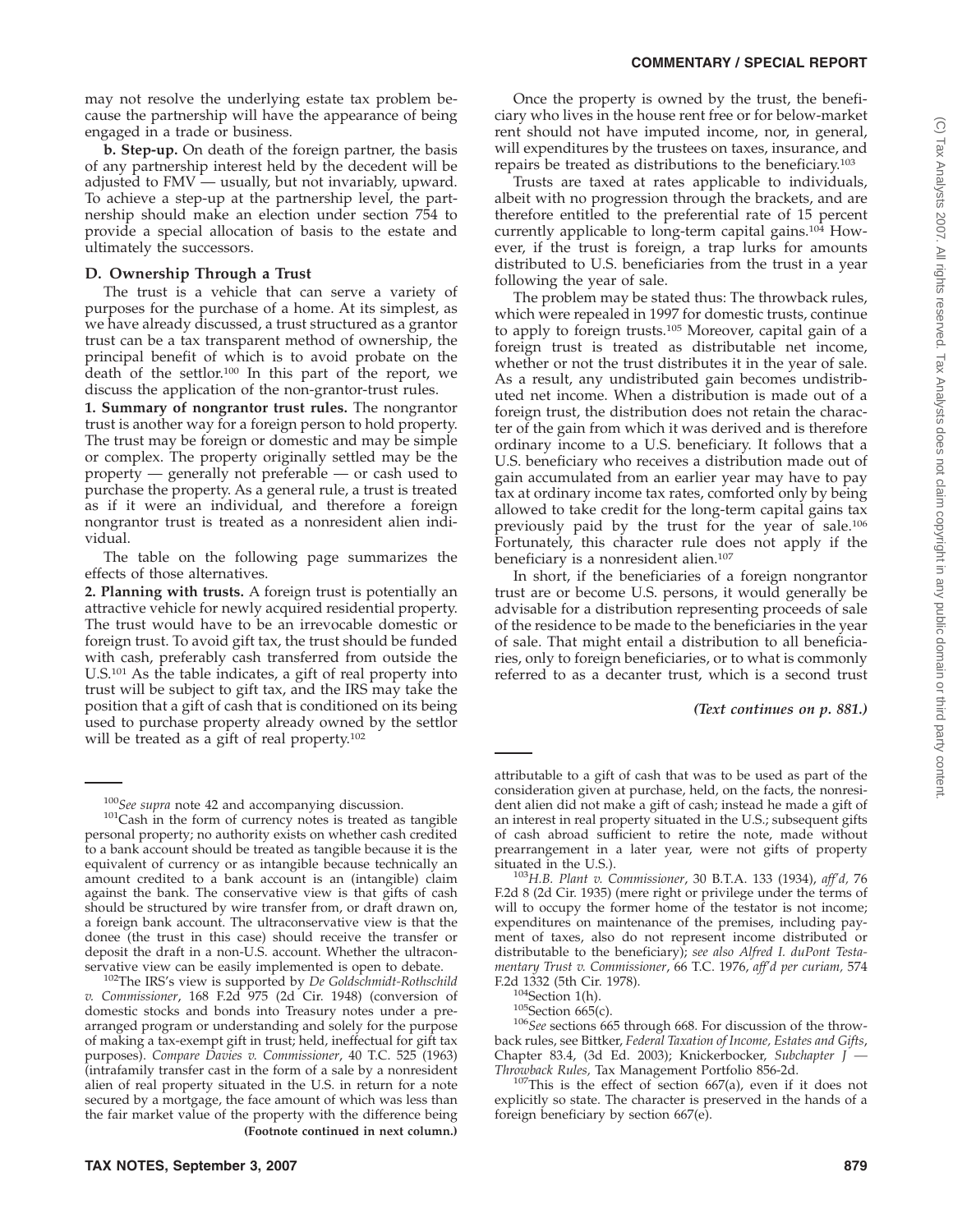may not resolve the underlying estate tax problem because the partnership will have the appearance of being engaged in a trade or business.

**b. Step-up.** On death of the foreign partner, the basis of any partnership interest held by the decedent will be adjusted to FMV — usually, but not invariably, upward. To achieve a step-up at the partnership level, the partnership should make an election under section 754 to provide a special allocation of basis to the estate and ultimately the successors.

### D. Ownership Through a Trust

The trust is a vehicle that can serve a variety of purposes for the purchase of a home. At its simplest, as we have already discussed, a trust structured as a grantor trust can be a tax transparent method of ownership, the principal benefit of which is to avoid probate on the death of the settlor.[100] In this part of the report, we discuss the application of the non-grantor-trust rules.

**1. Summary of nongrantor trust rules.** The nongrantor trust is another way for a foreign person to hold property. The trust may be foreign or domestic and may be simple or complex. The property originally settled may be the property — generally not preferable — or cash used to purchase the property. As a general rule, a trust is treated as if it were an individual, and therefore a foreign nongrantor trust is treated as a nonresident alien individual.

The table on the following page summarizes the effects of those alternatives.

**2. Planning with trusts.** A foreign trust is potentially an attractive vehicle for newly acquired residential property. The trust would have to be an irrevocable domestic or foreign trust. To avoid gift tax, the trust should be funded with cash, preferably cash transferred from outside the U.S.[101] As the table indicates, a gift of real property into trust will be subject to gift tax, and the IRS may take the position that a gift of cash that is conditioned on its being used to purchase property already owned by the settlor will be treated as a gift of real property.[102]

Once the property is owned by the trust, the beneficiary who lives in the house rent free or for below-market rent should not have imputed income, nor, in general, will expenditures by the trustees on taxes, insurance, and repairs be treated as distributions to the beneficiary.[103]

Trusts are taxed at rates applicable to individuals, albeit with no progression through the brackets, and are therefore entitled to the preferential rate of 15 percent currently applicable to long-term capital gains.[104] However, if the trust is foreign, a trap lurks for amounts distributed to U.S. beneficiaries from the trust in a year following the year of sale.

The problem may be stated thus: The throwback rules, which were repealed in 1997 for domestic trusts, continue to apply to foreign trusts.[105] Moreover, capital gain of a foreign trust is treated as distributable net income, whether or not the trust distributes it in the year of sale. As a result, any undistributed gain becomes undistributed net income. When a distribution is made out of a foreign trust, the distribution does not retain the character of the gain from which it was derived and is therefore ordinary income to a U.S. beneficiary. It follows that a U.S. beneficiary who receives a distribution made out of gain accumulated from an earlier year may have to pay tax at ordinary income tax rates, comforted only by being allowed to take credit for the long-term capital gains tax previously paid by the trust for the year of sale.[106] Fortunately, this character rule does not apply if the beneficiary is a nonresident alien.[107]

In short, if the beneficiaries of a foreign nongrantor trust are or become U.S. persons, it would generally be advisable for a distribution representing proceeds of sale of the residence to be made to the beneficiaries in the year of sale. That might entail a distribution to all beneficiaries, only to foreign beneficiaries, or to what is commonly referred to as a decanter trust, which is a second trust

*(Text continues on p. 881.)*

---

[100]*See supra* note 42 and accompanying discussion.

[101]Cash in the form of currency notes is treated as tangible personal property; no authority exists on whether cash credited to a bank account should be treated as tangible because it is the equivalent of currency or as intangible because technically an amount credited to a bank account is an (intangible) claim against the bank. The conservative view is that gifts of cash should be structured by wire transfer from, or draft drawn on, a foreign bank account. The ultraconservative view is that the donee (the trust in this case) should receive the transfer or deposit the draft in a non-U.S. account. Whether the ultraconservative view can be easily implemented is open to debate.

[102]The IRS's view is supported by *De Goldschmidt-Rothschild v. Commissioner*, 168 F.2d 975 (2d Cir. 1948) (conversion of domestic stocks and bonds into Treasury notes under a prearranged program or understanding and solely for the purpose of making a tax-exempt gift in trust; held, ineffectual for gift tax purposes). *Compare Davies v. Commissioner*, 40 T.C. 525 (1963) (intrafamily transfer cast in the form of a sale by a nonresident alien of real property situated in the U.S. in return for a note secured by a mortgage, the face amount of which was less than the fair market value of the property with the difference being attributable to a gift of cash that was to be used as part of the consideration given at purchase, held, on the facts, the nonresident alien did not make a gift of cash; instead he made a gift of an interest in real property situated in the U.S.; subsequent gifts of cash abroad sufficient to retire the note, made without prearrangement in a later year, were not gifts of property situated in the U.S.).

[103]*H.B. Plant v. Commissioner*, 30 B.T.A. 133 (1934), *aff'd*, 76 F.2d 8 (2d Cir. 1935) (mere right or privilege under the terms of will to occupy the former home of the testator is not income; expenditures on maintenance of the premises, including payment of taxes, also do not represent income distributed or distributable to the beneficiary); *see also Alfred I. duPont Testamentary Trust v. Commissioner*, 66 T.C. 1976, *aff'd per curiam*, 574 F.2d 1332 (5th Cir. 1978).

[104]Section 1(h).

[105]Section 665(c).

[106]*See* sections 665 through 668. For discussion of the throwback rules, see Bittker, *Federal Taxation of Income, Estates and Gifts*, Chapter 83.4, (3d Ed. 2003); Knickerbocker, *Subchapter J — Throwback Rules*, Tax Management Portfolio 856-2d.

[107]This is the effect of section 667(a), even if it does not explicitly so state. The character is preserved in the hands of a foreign beneficiary by section 667(e).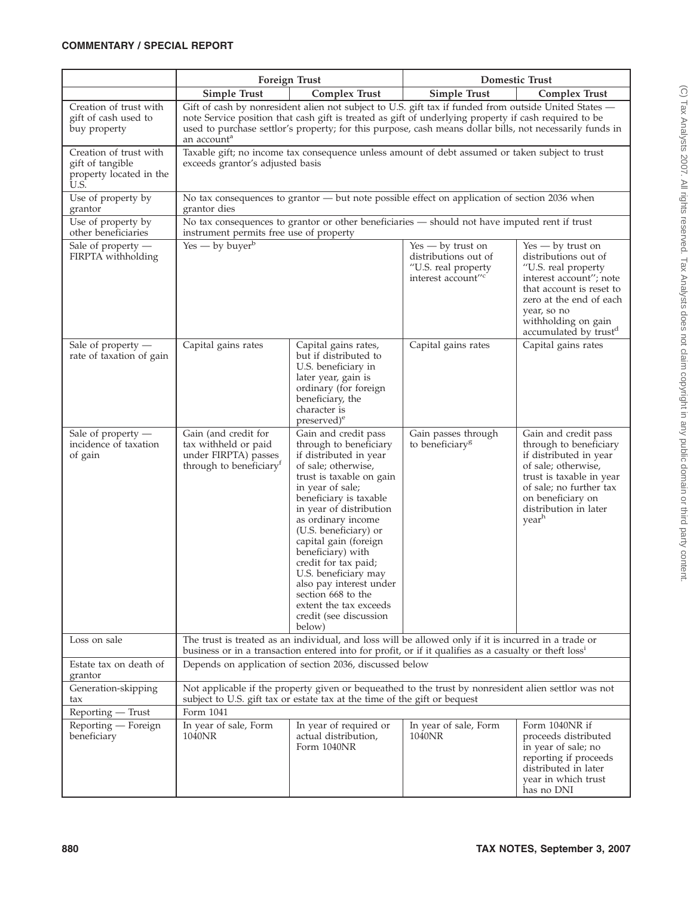| | Foreign Trust | | Domestic Trust | |
|---|---|---|---|---|
| | Simple Trust | Complex Trust | Simple Trust | Complex Trust |
| Creation of trust with gift of cash used to buy property | Gift of cash by nonresident alien not subject to U.S. gift tax if funded from outside United States — note Service position that cash gift is treated as gift of underlying property if cash required to be used to purchase settlor's property; for this purpose, cash means dollar bills, not necessarily funds in an account[a] | | | |
| Creation of trust with gift of tangible property located in the U.S. | Taxable gift; no income tax consequence unless amount of debt assumed or taken subject to trust exceeds grantor's adjusted basis | | | |
| Use of property by grantor | No tax consequences to grantor — but note possible effect on application of section 2036 when grantor dies | | | |
| Use of property by other beneficiaries | No tax consequences to grantor or other beneficiaries — should not have imputed rent if trust instrument permits free use of property | | | |
| Sale of property — FIRPTA withholding | Yes — by buyer[b] | | Yes — by trust on distributions out of "U.S. real property interest account"[c] | Yes — by trust on distributions out of "U.S. real property interest account"; note that account is reset to zero at the end of each year, so no withholding on gain accumulated by trust[d] |
| Sale of property — rate of taxation of gain | Capital gains rates | Capital gains rates, but if distributed to U.S. beneficiary in later year, gain is ordinary (for foreign beneficiary, the character is preserved)[e] | Capital gains rates | Capital gains rates |
| Sale of property — incidence of taxation of gain | Gain (and credit for tax withheld or paid under FIRPTA) passes through to beneficiary[f] | Gain and credit pass through to beneficiary if distributed in year of sale; otherwise, trust is taxable on gain in year of sale; beneficiary is taxable in year of distribution as ordinary income (U.S. beneficiary) or capital gain (foreign beneficiary) with credit for tax paid; U.S. beneficiary may also pay interest under section 668 to the extent the tax exceeds credit (see discussion below) | Gain passes through to beneficiary[g] | Gain and credit pass through to beneficiary if distributed in year of sale; otherwise, trust is taxable in year of sale; no further tax on beneficiary on distribution in later year[h] |
| Loss on sale | The trust is treated as an individual, and loss will be allowed only if it is incurred in a trade or business or in a transaction entered into for profit, or if it qualifies as a casualty or theft loss[i] | | | |
| Estate tax on death of grantor | Depends on application of section 2036, discussed below | | | |
| Generation-skipping tax | Not applicable if the property given or bequeathed to the trust by nonresident alien settlor was not subject to U.S. gift tax or estate tax at the time of the gift or bequest | | | |
| Reporting — Trust | Form 1041 | | | |
| Reporting — Foreign beneficiary | In year of sale, Form 1040NR | In year of required or actual distribution, Form 1040NR | In year of sale, Form 1040NR | Form 1040NR if proceeds distributed in year of sale; no reporting if proceeds distributed in later year in which trust has no DNI |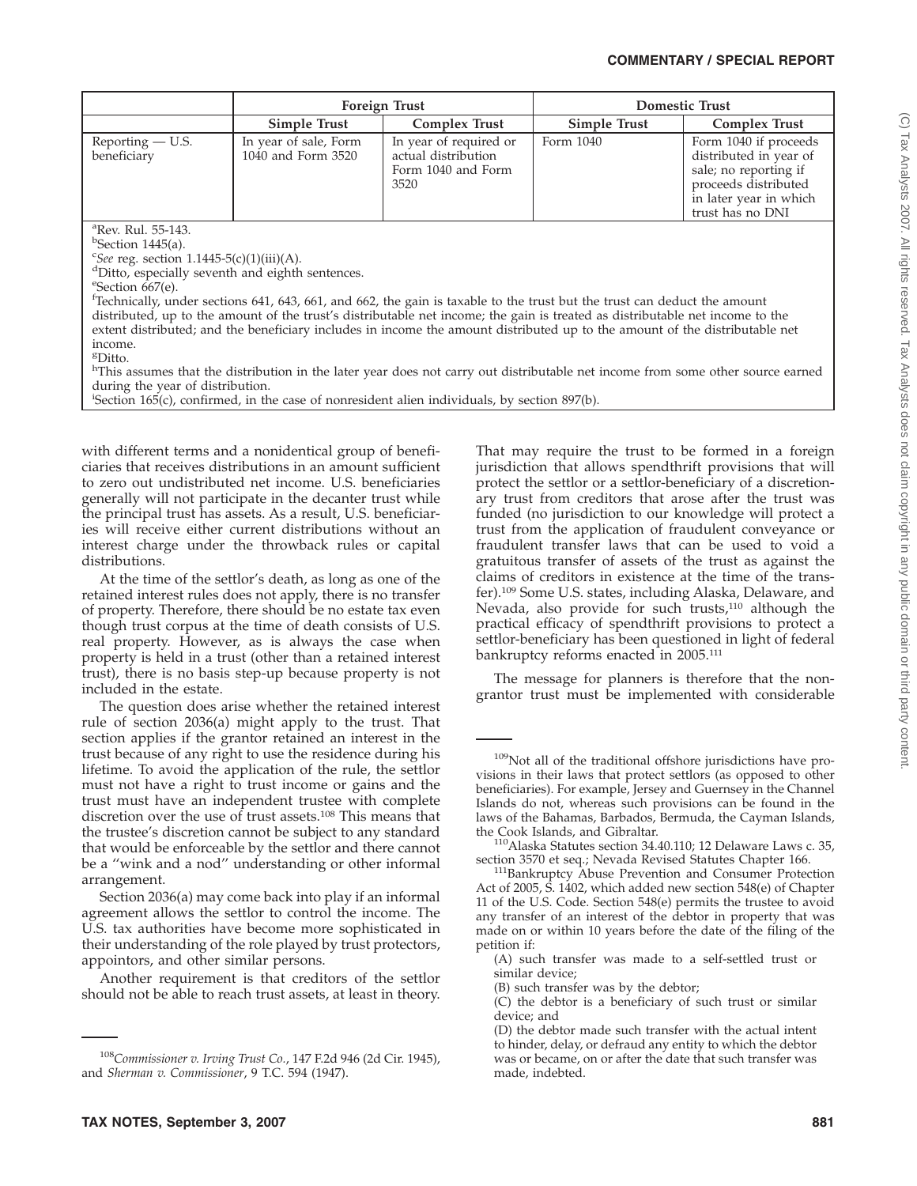| | Foreign Trust | | Domestic Trust | |
|---|---|---|---|---|
| | Simple Trust | Complex Trust | Simple Trust | Complex Trust |
| Reporting — U.S. beneficiary | In year of sale, Form 1040 and Form 3520 | In year of required or actual distribution Form 1040 and Form 3520 | Form 1040 | Form 1040 if proceeds distributed in year of sale; no reporting if proceeds distributed in later year in which trust has no DNI |

[a]Rev. Rul. 55-143.
[b]Section 1445(a).
[c]*See* reg. section 1.1445-5(c)(1)(iii)(A).
[d]Ditto, especially seventh and eighth sentences.
[e]Section 667(e).
[f]Technically, under sections 641, 643, 661, and 662, the gain is taxable to the trust but the trust can deduct the amount distributed, up to the amount of the trust's distributable net income; the gain is treated as distributable net income to the extent distributed; and the beneficiary includes in income the amount distributed up to the amount of the distributable net income.
[g]Ditto.
[h]This assumes that the distribution in the later year does not carry out distributable net income from some other source earned during the year of distribution.
[i]Section 165(c), confirmed, in the case of nonresident alien individuals, by section 897(b).

with different terms and a nonidentical group of beneficiaries that receives distributions in an amount sufficient to zero out undistributed net income. U.S. beneficiaries generally will not participate in the decanter trust while the principal trust has assets. As a result, U.S. beneficiaries will receive either current distributions without an interest charge under the throwback rules or capital distributions.

At the time of the settlor's death, as long as one of the retained interest rules does not apply, there is no transfer of property. Therefore, there should be no estate tax even though trust corpus at the time of death consists of U.S. real property. However, as is always the case when property is held in a trust (other than a retained interest trust), there is no basis step-up because property is not included in the estate.

The question does arise whether the retained interest rule of section 2036(a) might apply to the trust. That section applies if the grantor retained an interest in the trust because of any right to use the residence during his lifetime. To avoid the application of the rule, the settlor must not have a right to trust income or gains and the trust must have an independent trustee with complete discretion over the use of trust assets.[108] This means that the trustee's discretion cannot be subject to any standard that would be enforceable by the settlor and there cannot be a ''wink and a nod'' understanding or other informal arrangement.

Section 2036(a) may come back into play if an informal agreement allows the settlor to control the income. The U.S. tax authorities have become more sophisticated in their understanding of the role played by trust protectors, appointors, and other similar persons.

Another requirement is that creditors of the settlor should not be able to reach trust assets, at least in theory. That may require the trust to be formed in a foreign jurisdiction that allows spendthrift provisions that will protect the settlor or a settlor-beneficiary of a discretionary trust from creditors that arose after the trust was funded (no jurisdiction to our knowledge will protect a trust from the application of fraudulent conveyance or fraudulent transfer laws that can be used to void a gratuitous transfer of assets of the trust as against the claims of creditors in existence at the time of the transfer).[109] Some U.S. states, including Alaska, Delaware, and Nevada, also provide for such trusts,[110] although the practical efficacy of spendthrift provisions to protect a settlor-beneficiary has been questioned in light of federal bankruptcy reforms enacted in 2005.[111]

The message for planners is therefore that the nongrantor trust must be implemented with considerable

[108]*Commissioner v. Irving Trust Co.*, 147 F.2d 946 (2d Cir. 1945), and *Sherman v. Commissioner*, 9 T.C. 594 (1947).

[109]Not all of the traditional offshore jurisdictions have provisions in their laws that protect settlors (as opposed to other beneficiaries). For example, Jersey and Guernsey in the Channel Islands do not, whereas such provisions can be found in the laws of the Bahamas, Barbados, Bermuda, the Cayman Islands, the Cook Islands, and Gibraltar.

[110]Alaska Statutes section 34.40.110; 12 Delaware Laws c. 35, section 3570 et seq.; Nevada Revised Statutes Chapter 166.

[111]Bankruptcy Abuse Prevention and Consumer Protection Act of 2005, S. 1402, which added new section 548(e) of Chapter 11 of the U.S. Code. Section 548(e) permits the trustee to avoid any transfer of an interest of the debtor in property that was made on or within 10 years before the date of the filing of the petition if:

(A) such transfer was made to a self-settled trust or similar device;

(B) such transfer was by the debtor;

(C) the debtor is a beneficiary of such trust or similar device; and

(D) the debtor made such transfer with the actual intent to hinder, delay, or defraud any entity to which the debtor was or became, on or after the date that such transfer was made, indebted.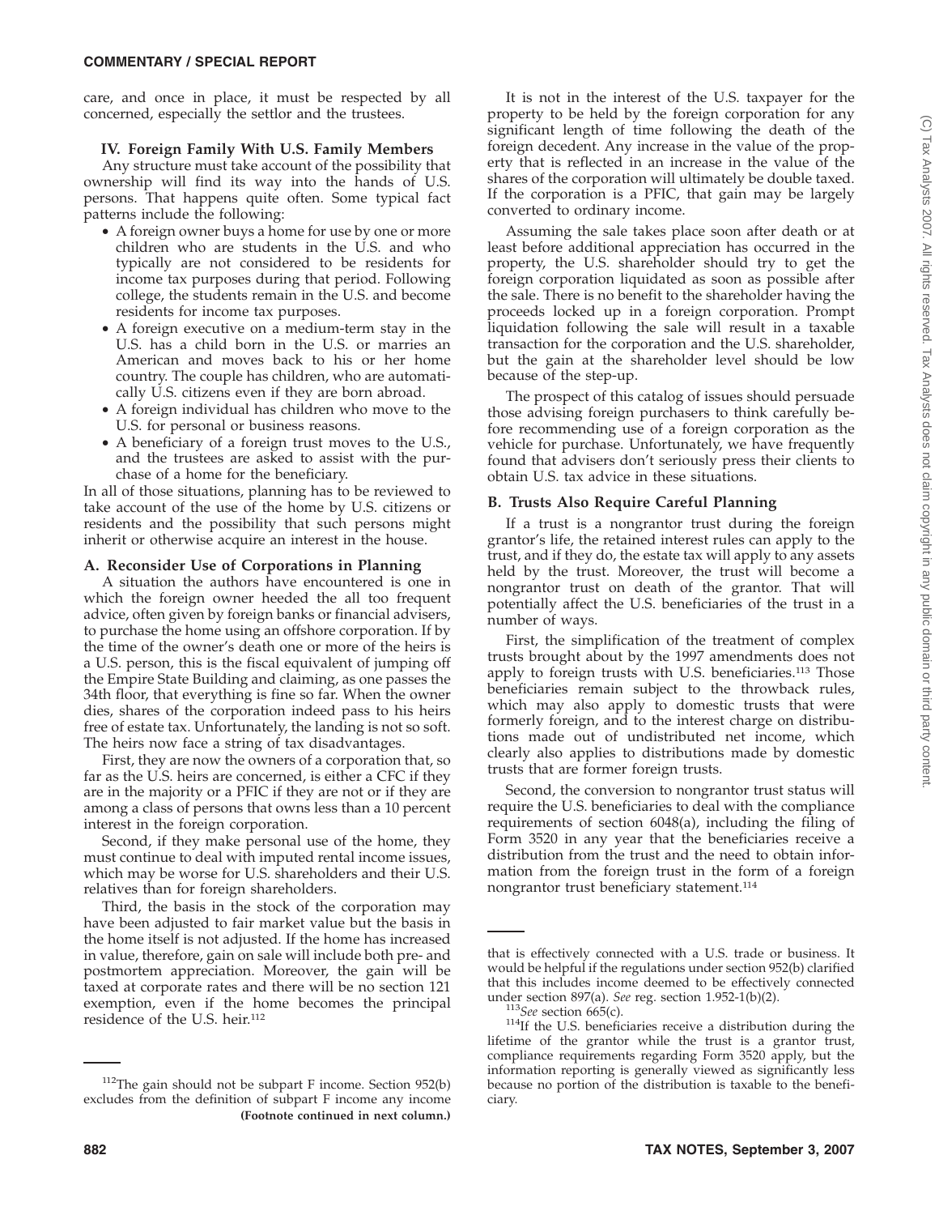care, and once in place, it must be respected by all concerned, especially the settlor and the trustees.

## IV. Foreign Family With U.S. Family Members

Any structure must take account of the possibility that ownership will find its way into the hands of U.S. persons. That happens quite often. Some typical fact patterns include the following:

- A foreign owner buys a home for use by one or more children who are students in the U.S. and who typically are not considered to be residents for income tax purposes during that period. Following college, the students remain in the U.S. and become residents for income tax purposes.
- A foreign executive on a medium-term stay in the U.S. has a child born in the U.S. or marries an American and moves back to his or her home country. The couple has children, who are automatically U.S. citizens even if they are born abroad.
- A foreign individual has children who move to the U.S. for personal or business reasons.
- A beneficiary of a foreign trust moves to the U.S., and the trustees are asked to assist with the purchase of a home for the beneficiary.

In all of those situations, planning has to be reviewed to take account of the use of the home by U.S. citizens or residents and the possibility that such persons might inherit or otherwise acquire an interest in the house.

### A. Reconsider Use of Corporations in Planning

A situation the authors have encountered is one in which the foreign owner heeded the all too frequent advice, often given by foreign banks or financial advisers, to purchase the home using an offshore corporation. If by the time of the owner's death one or more of the heirs is a U.S. person, this is the fiscal equivalent of jumping off the Empire State Building and claiming, as one passes the 34th floor, that everything is fine so far. When the owner dies, shares of the corporation indeed pass to his heirs free of estate tax. Unfortunately, the landing is not so soft. The heirs now face a string of tax disadvantages.

First, they are now the owners of a corporation that, so far as the U.S. heirs are concerned, is either a CFC if they are in the majority or a PFIC if they are not or if they are among a class of persons that owns less than a 10 percent interest in the foreign corporation.

Second, if they make personal use of the home, they must continue to deal with imputed rental income issues, which may be worse for U.S. shareholders and their U.S. relatives than for foreign shareholders.

Third, the basis in the stock of the corporation may have been adjusted to fair market value but the basis in the home itself is not adjusted. If the home has increased in value, therefore, gain on sale will include both pre- and postmortem appreciation. Moreover, the gain will be taxed at corporate rates and there will be no section 121 exemption, even if the home becomes the principal residence of the U.S. heir.[112]

It is not in the interest of the U.S. taxpayer for the property to be held by the foreign corporation for any significant length of time following the death of the foreign decedent. Any increase in the value of the property that is reflected in an increase in the value of the shares of the corporation will ultimately be double taxed. If the corporation is a PFIC, that gain may be largely converted to ordinary income.

Assuming the sale takes place soon after death or at least before additional appreciation has occurred in the property, the U.S. shareholder should try to get the foreign corporation liquidated as soon as possible after the sale. There is no benefit to the shareholder having the proceeds locked up in a foreign corporation. Prompt liquidation following the sale will result in a taxable transaction for the corporation and the U.S. shareholder, but the gain at the shareholder level should be low because of the step-up.

The prospect of this catalog of issues should persuade those advising foreign purchasers to think carefully before recommending use of a foreign corporation as the vehicle for purchase. Unfortunately, we have frequently found that advisers don't seriously press their clients to obtain U.S. tax advice in these situations.

### B. Trusts Also Require Careful Planning

If a trust is a nongrantor trust during the foreign grantor's life, the retained interest rules can apply to the trust, and if they do, the estate tax will apply to any assets held by the trust. Moreover, the trust will become a nongrantor trust on death of the grantor. That will potentially affect the U.S. beneficiaries of the trust in a number of ways.

First, the simplification of the treatment of complex trusts brought about by the 1997 amendments does not apply to foreign trusts with U.S. beneficiaries.[113] Those beneficiaries remain subject to the throwback rules, which may also apply to domestic trusts that were formerly foreign, and to the interest charge on distributions made out of undistributed net income, which clearly also applies to distributions made by domestic trusts that are former foreign trusts.

Second, the conversion to nongrantor trust status will require the U.S. beneficiaries to deal with the compliance requirements of section 6048(a), including the filing of Form 3520 in any year that the beneficiaries receive a distribution from the trust and the need to obtain information from the foreign trust in the form of a foreign nongrantor trust beneficiary statement.[114]

---

[112]The gain should not be subpart F income. Section 952(b) excludes from the definition of subpart F income any income that is effectively connected with a U.S. trade or business. It would be helpful if the regulations under section 952(b) clarified that this includes income deemed to be effectively connected under section 897(a). *See* reg. section 1.952-1(b)(2).

[113]*See* section 665(c).

[114]If the U.S. beneficiaries receive a distribution during the lifetime of the grantor while the trust is a grantor trust, compliance requirements regarding Form 3520 apply, but the information reporting is generally viewed as significantly less because no portion of the distribution is taxable to the beneficiary.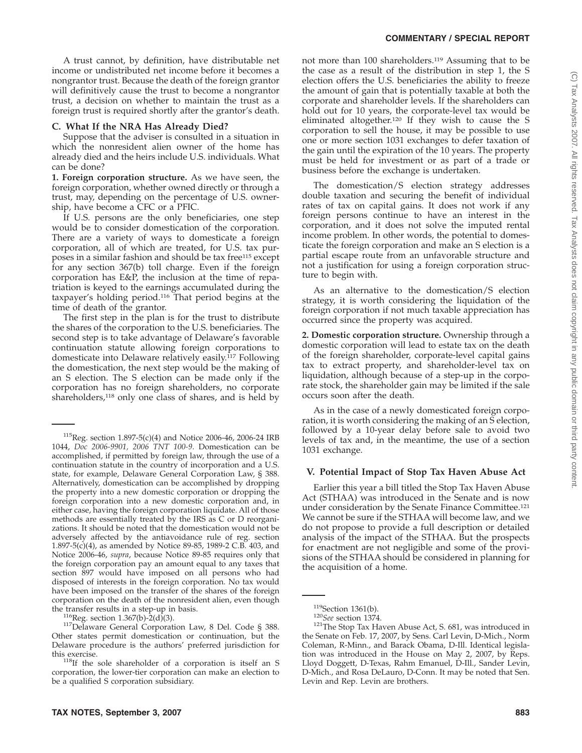A trust cannot, by definition, have distributable net income or undistributed net income before it becomes a nongrantor trust. Because the death of the foreign grantor will definitively cause the trust to become a nongrantor trust, a decision on whether to maintain the trust as a foreign trust is required shortly after the grantor's death.

### C. What If the NRA Has Already Died?

Suppose that the adviser is consulted in a situation in which the nonresident alien owner of the home has already died and the heirs include U.S. individuals. What can be done?

**1. Foreign corporation structure.** As we have seen, the foreign corporation, whether owned directly or through a trust, may, depending on the percentage of U.S. ownership, have become a CFC or a PFIC.

If U.S. persons are the only beneficiaries, one step would be to consider domestication of the corporation. There are a variety of ways to domesticate a foreign corporation, all of which are treated, for U.S. tax purposes in a similar fashion and should be tax free[115] except for any section 367(b) toll charge. Even if the foreign corporation has E&P, the inclusion at the time of repatriation is keyed to the earnings accumulated during the taxpayer's holding period.[116] That period begins at the time of death of the grantor.

The first step in the plan is for the trust to distribute the shares of the corporation to the U.S. beneficiaries. The second step is to take advantage of Delaware's favorable continuation statute allowing foreign corporations to domesticate into Delaware relatively easily.[117] Following the domestication, the next step would be the making of an S election. The S election can be made only if the corporation has no foreign shareholders, no corporate shareholders,[118] only one class of shares, and is held by not more than 100 shareholders.[119] Assuming that to be the case as a result of the distribution in step 1, the S election offers the U.S. beneficiaries the ability to freeze the amount of gain that is potentially taxable at both the corporate and shareholder levels. If the shareholders can hold out for 10 years, the corporate-level tax would be eliminated altogether.[120] If they wish to cause the S corporation to sell the house, it may be possible to use one or more section 1031 exchanges to defer taxation of the gain until the expiration of the 10 years. The property must be held for investment or as part of a trade or business before the exchange is undertaken.

The domestication/S election strategy addresses double taxation and securing the benefit of individual rates of tax on capital gains. It does not work if any foreign persons continue to have an interest in the corporation, and it does not solve the imputed rental income problem. In other words, the potential to domesticate the foreign corporation and make an S election is a partial escape route from an unfavorable structure and not a justification for using a foreign corporation structure to begin with.

As an alternative to the domestication/S election strategy, it is worth considering the liquidation of the foreign corporation if not much taxable appreciation has occurred since the property was acquired.

**2. Domestic corporation structure.** Ownership through a domestic corporation will lead to estate tax on the death of the foreign shareholder, corporate-level capital gains tax to extract property, and shareholder-level tax on liquidation, although because of a step-up in the corporate stock, the shareholder gain may be limited if the sale occurs soon after the death.

As in the case of a newly domesticated foreign corporation, it is worth considering the making of an S election, followed by a 10-year delay before sale to avoid two levels of tax and, in the meantime, the use of a section 1031 exchange.

## V. Potential Impact of Stop Tax Haven Abuse Act

Earlier this year a bill titled the Stop Tax Haven Abuse Act (STHAA) was introduced in the Senate and is now under consideration by the Senate Finance Committee.[121] We cannot be sure if the STHAA will become law, and we do not propose to provide a full description or detailed analysis of the impact of the STHAA. But the prospects for enactment are not negligible and some of the provisions of the STHAA should be considered in planning for the acquisition of a home.

---

[115]Reg. section 1.897-5(c)(4) and Notice 2006-46, 2006-24 IRB 1044, *Doc 2006-9901, 2006 TNT 100-9*. Domestication can be accomplished, if permitted by foreign law, through the use of a continuation statute in the country of incorporation and a U.S. state, for example, Delaware General Corporation Law, § 388. Alternatively, domestication can be accomplished by dropping the property into a new domestic corporation or dropping the foreign corporation into a new domestic corporation and, in either case, having the foreign corporation liquidate. All of those methods are essentially treated by the IRS as C or D reorganizations. It should be noted that the domestication would not be adversely affected by the antiavoidance rule of reg. section 1.897-5(c)(4), as amended by Notice 89-85, 1989-2 C.B. 403, and Notice 2006-46, *supra*, because Notice 89-85 requires only that the foreign corporation pay an amount equal to any taxes that section 897 would have imposed on all persons who had disposed of interests in the foreign corporation. No tax would have been imposed on the transfer of the shares of the foreign corporation on the death of the nonresident alien, even though the transfer results in a step-up in basis.

[116]Reg. section 1.367(b)-2(d)(3).

[117]Delaware General Corporation Law, 8 Del. Code § 388. Other states permit domestication or continuation, but the Delaware procedure is the authors' preferred jurisdiction for this exercise.

[118]If the sole shareholder of a corporation is itself an S corporation, the lower-tier corporation can make an election to be a qualified S corporation subsidiary.

[119]Section 1361(b).

[120]*See* section 1374.

[121]The Stop Tax Haven Abuse Act, S. 681, was introduced in the Senate on Feb. 17, 2007, by Sens. Carl Levin, D-Mich., Norm Coleman, R-Minn., and Barack Obama, D-Ill. Identical legislation was introduced in the House on May 2, 2007, by Reps. Lloyd Doggett, D-Texas, Rahm Emanuel, D-Ill., Sander Levin, D-Mich., and Rosa DeLauro, D-Conn. It may be noted that Sen. Levin and Rep. Levin are brothers.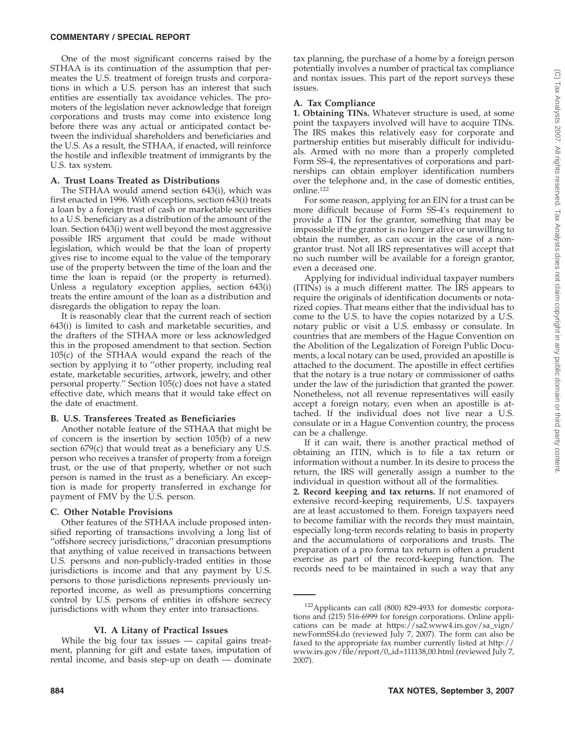One of the most significant concerns raised by the STHAA is its continuation of the assumption that permeates the U.S. treatment of foreign trusts and corporations in which a U.S. person has an interest that such entities are essentially tax avoidance vehicles. The promoters of the legislation never acknowledge that foreign corporations and trusts may come into existence long before there was any actual or anticipated contact between the individual shareholders and beneficiaries and the U.S. As a result, the STHAA, if enacted, will reinforce the hostile and inflexible treatment of immigrants by the U.S. tax system.

### A. Trust Loans Treated as Distributions

The STHAA would amend section 643(i), which was first enacted in 1996. With exceptions, section 643(i) treats a loan by a foreign trust of cash or marketable securities to a U.S. beneficiary as a distribution of the amount of the loan. Section 643(i) went well beyond the most aggressive possible IRS argument that could be made without legislation, which would be that the loan of property gives rise to income equal to the value of the temporary use of the property between the time of the loan and the time the loan is repaid (or the property is returned). Unless a regulatory exception applies, section 643(i) treats the entire amount of the loan as a distribution and disregards the obligation to repay the loan.

It is reasonably clear that the current reach of section 643(i) is limited to cash and marketable securities, and the drafters of the STHAA more or less acknowledged this in the proposed amendment to that section. Section 105(c) of the STHAA would expand the reach of the section by applying it to ''other property, including real estate, marketable securities, artwork, jewelry, and other personal property.'' Section 105(c) does not have a stated effective date, which means that it would take effect on the date of enactment.

### B. U.S. Transferees Treated as Beneficiaries

Another notable feature of the STHAA that might be of concern is the insertion by section 105(b) of a new section 679(c) that would treat as a beneficiary any U.S. person who receives a transfer of property from a foreign trust, or the use of that property, whether or not such person is named in the trust as a beneficiary. An exception is made for property transferred in exchange for payment of FMV by the U.S. person.

### C. Other Notable Provisions

Other features of the STHAA include proposed intensified reporting of transactions involving a long list of ''offshore secrecy jurisdictions,'' draconian presumptions that anything of value received in transactions between U.S. persons and non-publicly-traded entities in those jurisdictions is income and that any payment by U.S. persons to those jurisdictions represents previously unreported income, as well as presumptions concerning control by U.S. persons of entities in offshore secrecy jurisdictions with whom they enter into transactions.

## VI. A Litany of Practical Issues

While the big four tax issues — capital gains treatment, planning for gift and estate taxes, imputation of rental income, and basis step-up on death — dominate tax planning, the purchase of a home by a foreign person potentially involves a number of practical tax compliance and nontax issues. This part of the report surveys these issues.

### A. Tax Compliance

**1. Obtaining TINs.** Whatever structure is used, at some point the taxpayers involved will have to acquire TINs. The IRS makes this relatively easy for corporate and partnership entities but miserably difficult for individuals. Armed with no more than a properly completed Form SS-4, the representatives of corporations and partnerships can obtain employer identification numbers over the telephone and, in the case of domestic entities, online.[122]

For some reason, applying for an EIN for a trust can be more difficult because of Form SS-4's requirement to provide a TIN for the grantor, something that may be impossible if the grantor is no longer alive or unwilling to obtain the number, as can occur in the case of a nongrantor trust. Not all IRS representatives will accept that no such number will be available for a foreign grantor, even a deceased one.

Applying for individual individual taxpayer numbers (ITINs) is a much different matter. The IRS appears to require the originals of identification documents or notarized copies. That means either that the individual has to come to the U.S. to have the copies notarized by a U.S. notary public or visit a U.S. embassy or consulate. In countries that are members of the Hague Convention on the Abolition of the Legalization of Foreign Public Documents, a local notary can be used, provided an apostille is attached to the document. The apostille in effect certifies that the notary is a true notary or commissioner of oaths under the law of the jurisdiction that granted the power. Nonetheless, not all revenue representatives will easily accept a foreign notary, even when an apostille is attached. If the individual does not live near a U.S. consulate or in a Hague Convention country, the process can be a challenge.

If it can wait, there is another practical method of obtaining an ITIN, which is to file a tax return or information without a number. In its desire to process the return, the IRS will generally assign a number to the individual in question without all of the formalities.

**2. Record keeping and tax returns.** If not enamored of extensive record-keeping requirements, U.S. taxpayers are at least accustomed to them. Foreign taxpayers need to become familiar with the records they must maintain, especially long-term records relating to basis in property and the accumulations of corporations and trusts. The preparation of a pro forma tax return is often a prudent exercise as part of the record-keeping function. The records need to be maintained in such a way that any

---

[122] Applicants can call (800) 829-4933 for domestic corporations and (215) 516-6999 for foreign corporations. Online applications can be made at https://sa2.www4.irs.gov/sa_vign/newFormSS4.do (reviewed July 7, 2007). The form can also be faxed to the appropriate fax number currently listed at http://www.irs.gov/file/report/0,,id=111138,00.html (reviewed July 7, 2007).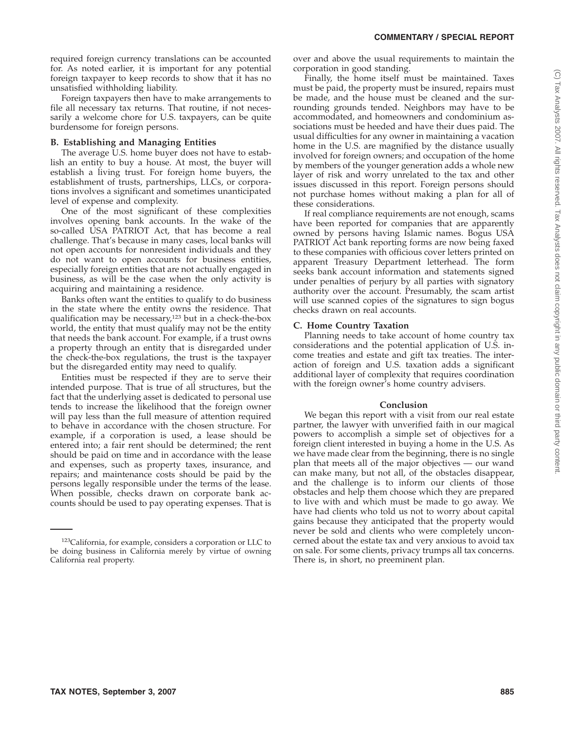required foreign currency translations can be accounted for. As noted earlier, it is important for any potential foreign taxpayer to keep records to show that it has no unsatisfied withholding liability.

Foreign taxpayers then have to make arrangements to file all necessary tax returns. That routine, if not necessarily a welcome chore for U.S. taxpayers, can be quite burdensome for foreign persons.

### B. Establishing and Managing Entities

The average U.S. home buyer does not have to establish an entity to buy a house. At most, the buyer will establish a living trust. For foreign home buyers, the establishment of trusts, partnerships, LLCs, or corporations involves a significant and sometimes unanticipated level of expense and complexity.

One of the most significant of these complexities involves opening bank accounts. In the wake of the so-called USA PATRIOT Act, that has become a real challenge. That's because in many cases, local banks will not open accounts for nonresident individuals and they do not want to open accounts for business entities, especially foreign entities that are not actually engaged in business, as will be the case when the only activity is acquiring and maintaining a residence.

Banks often want the entities to qualify to do business in the state where the entity owns the residence. That qualification may be necessary,[123] but in a check-the-box world, the entity that must qualify may not be the entity that needs the bank account. For example, if a trust owns a property through an entity that is disregarded under the check-the-box regulations, the trust is the taxpayer but the disregarded entity may need to qualify.

Entities must be respected if they are to serve their intended purpose. That is true of all structures, but the fact that the underlying asset is dedicated to personal use tends to increase the likelihood that the foreign owner will pay less than the full measure of attention required to behave in accordance with the chosen structure. For example, if a corporation is used, a lease should be entered into; a fair rent should be determined; the rent should be paid on time and in accordance with the lease and expenses, such as property taxes, insurance, and repairs; and maintenance costs should be paid by the persons legally responsible under the terms of the lease. When possible, checks drawn on corporate bank accounts should be used to pay operating expenses. That is over and above the usual requirements to maintain the corporation in good standing.

Finally, the home itself must be maintained. Taxes must be paid, the property must be insured, repairs must be made, and the house must be cleaned and the surrounding grounds tended. Neighbors may have to be accommodated, and homeowners and condominium associations must be heeded and have their dues paid. The usual difficulties for any owner in maintaining a vacation home in the U.S. are magnified by the distance usually involved for foreign owners; and occupation of the home by members of the younger generation adds a whole new layer of risk and worry unrelated to the tax and other issues discussed in this report. Foreign persons should not purchase homes without making a plan for all of these considerations.

If real compliance requirements are not enough, scams have been reported for companies that are apparently owned by persons having Islamic names. Bogus USA PATRIOT Act bank reporting forms are now being faxed to these companies with officious cover letters printed on apparent Treasury Department letterhead. The form seeks bank account information and statements signed under penalties of perjury by all parties with signatory authority over the account. Presumably, the scam artist will use scanned copies of the signatures to sign bogus checks drawn on real accounts.

### C. Home Country Taxation

Planning needs to take account of home country tax considerations and the potential application of U.S. income treaties and estate and gift tax treaties. The interaction of foreign and U.S. taxation adds a significant additional layer of complexity that requires coordination with the foreign owner's home country advisers.

## Conclusion

We began this report with a visit from our real estate partner, the lawyer with unverified faith in our magical powers to accomplish a simple set of objectives for a foreign client interested in buying a home in the U.S. As we have made clear from the beginning, there is no single plan that meets all of the major objectives — our wand can make many, but not all, of the obstacles disappear, and the challenge is to inform our clients of those obstacles and help them choose which they are prepared to live with and which must be made to go away. We have had clients who told us not to worry about capital gains because they anticipated that the property would never be sold and clients who were completely unconcerned about the estate tax and very anxious to avoid tax on sale. For some clients, privacy trumps all tax concerns. There is, in short, no preeminent plan.

---

[123] California, for example, considers a corporation or LLC to be doing business in California merely by virtue of owning California real property.